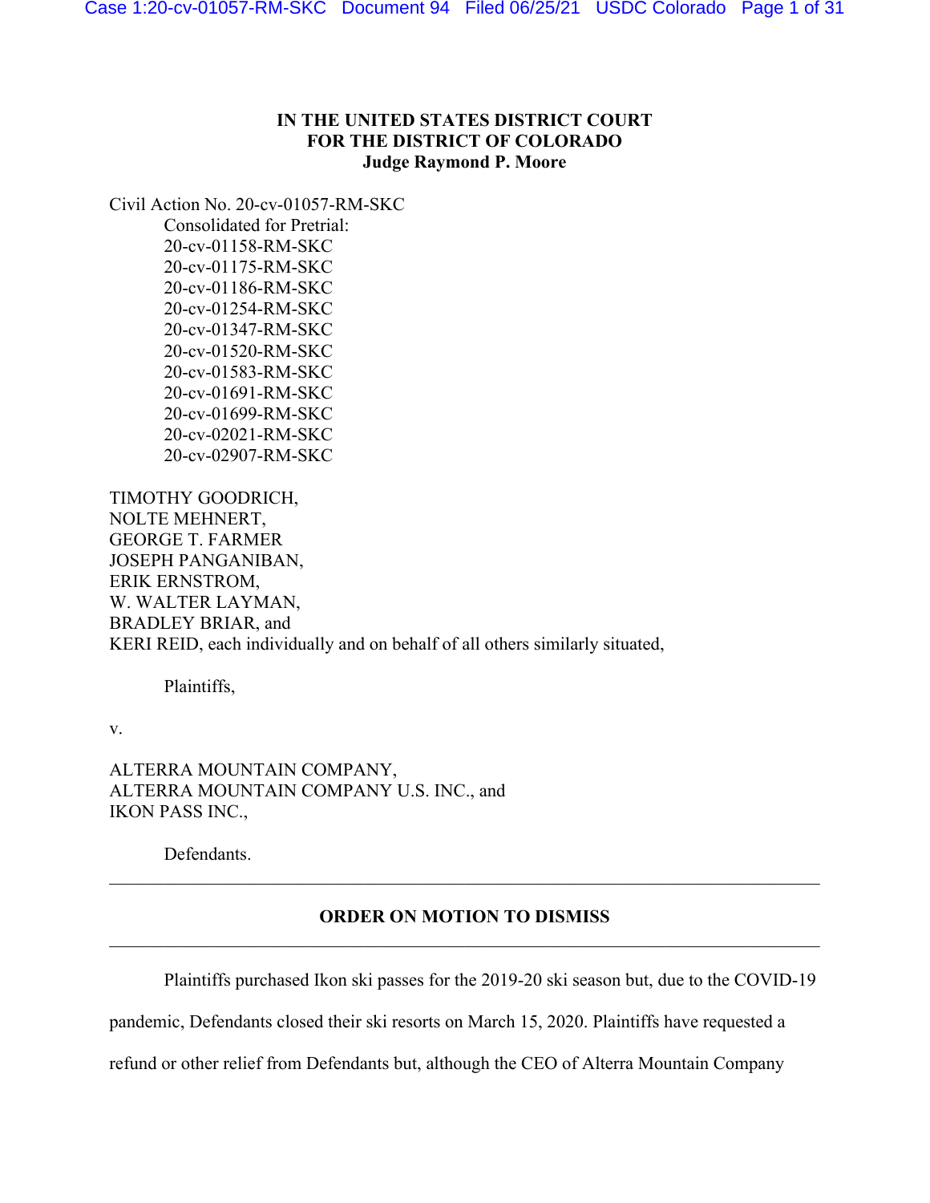**IN THE UNITED STATES DISTRICT COURT**
**FOR THE DISTRICT OF COLORADO**
**Judge Raymond P. Moore**

Civil Action No. 20-cv-01057-RM-SKC
Consolidated for Pretrial:
20-cv-01158-RM-SKC
20-cv-01175-RM-SKC
20-cv-01186-RM-SKC
20-cv-01254-RM-SKC
20-cv-01347-RM-SKC
20-cv-01520-RM-SKC
20-cv-01583-RM-SKC
20-cv-01691-RM-SKC
20-cv-01699-RM-SKC
20-cv-02021-RM-SKC
20-cv-02907-RM-SKC

TIMOTHY GOODRICH,
NOLTE MEHNERT,
GEORGE T. FARMER
JOSEPH PANGANIBAN,
ERIK ERNSTROM,
W. WALTER LAYMAN,
BRADLEY BRIAR, and
KERI REID, each individually and on behalf of all others similarly situated,

Plaintiffs,

v.

ALTERRA MOUNTAIN COMPANY,
ALTERRA MOUNTAIN COMPANY U.S. INC., and
IKON PASS INC.,

Defendants.

---

**ORDER ON MOTION TO DISMISS**

---

Plaintiffs purchased Ikon ski passes for the 2019-20 ski season but, due to the COVID-19 pandemic, Defendants closed their ski resorts on March 15, 2020. Plaintiffs have requested a refund or other relief from Defendants but, although the CEO of Alterra Mountain Company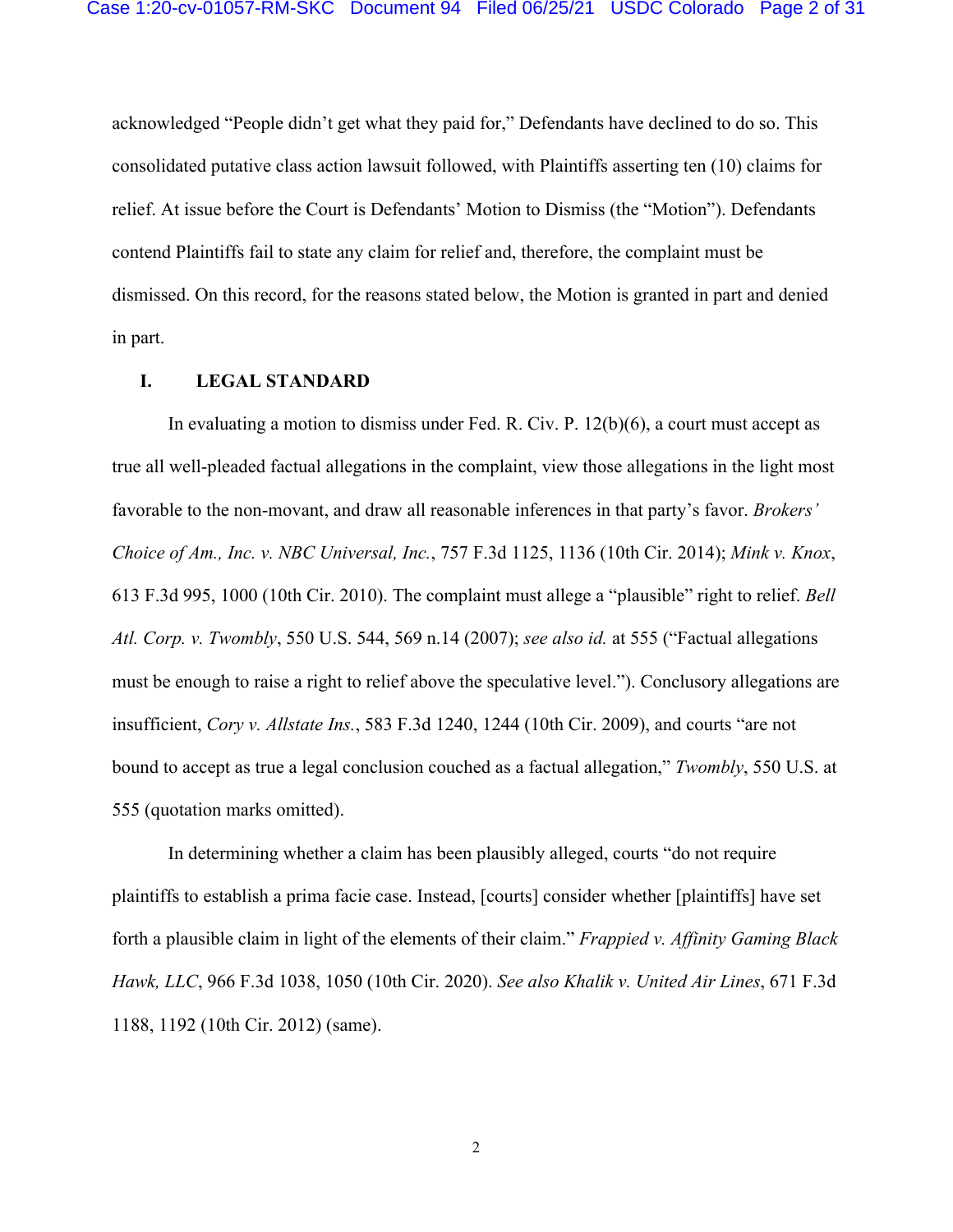acknowledged "People didn't get what they paid for," Defendants have declined to do so. This consolidated putative class action lawsuit followed, with Plaintiffs asserting ten (10) claims for relief. At issue before the Court is Defendants' Motion to Dismiss (the "Motion"). Defendants contend Plaintiffs fail to state any claim for relief and, therefore, the complaint must be dismissed. On this record, for the reasons stated below, the Motion is granted in part and denied in part.

## I. LEGAL STANDARD

In evaluating a motion to dismiss under Fed. R. Civ. P. 12(b)(6), a court must accept as true all well-pleaded factual allegations in the complaint, view those allegations in the light most favorable to the non-movant, and draw all reasonable inferences in that party's favor. *Brokers' Choice of Am., Inc. v. NBC Universal, Inc.*, 757 F.3d 1125, 1136 (10th Cir. 2014); *Mink v. Knox*, 613 F.3d 995, 1000 (10th Cir. 2010). The complaint must allege a "plausible" right to relief. *Bell Atl. Corp. v. Twombly*, 550 U.S. 544, 569 n.14 (2007); *see also id.* at 555 ("Factual allegations must be enough to raise a right to relief above the speculative level."). Conclusory allegations are insufficient, *Cory v. Allstate Ins.*, 583 F.3d 1240, 1244 (10th Cir. 2009), and courts "are not bound to accept as true a legal conclusion couched as a factual allegation," *Twombly*, 550 U.S. at 555 (quotation marks omitted).

In determining whether a claim has been plausibly alleged, courts "do not require plaintiffs to establish a prima facie case. Instead, [courts] consider whether [plaintiffs] have set forth a plausible claim in light of the elements of their claim." *Frappied v. Affinity Gaming Black Hawk, LLC*, 966 F.3d 1038, 1050 (10th Cir. 2020). *See also Khalik v. United Air Lines*, 671 F.3d 1188, 1192 (10th Cir. 2012) (same).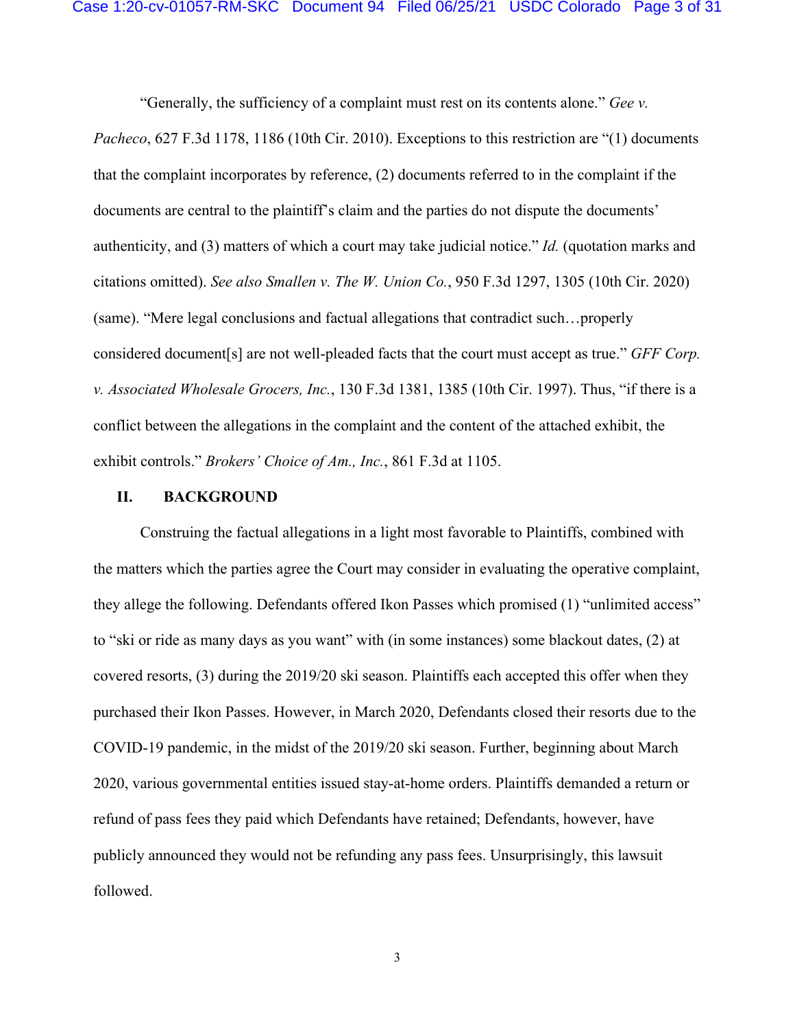"Generally, the sufficiency of a complaint must rest on its contents alone." *Gee v. Pacheco*, 627 F.3d 1178, 1186 (10th Cir. 2010). Exceptions to this restriction are "(1) documents that the complaint incorporates by reference, (2) documents referred to in the complaint if the documents are central to the plaintiff's claim and the parties do not dispute the documents' authenticity, and (3) matters of which a court may take judicial notice." *Id.* (quotation marks and citations omitted). *See also Smallen v. The W. Union Co.*, 950 F.3d 1297, 1305 (10th Cir. 2020) (same). "Mere legal conclusions and factual allegations that contradict such…properly considered document[s] are not well-pleaded facts that the court must accept as true." *GFF Corp. v. Associated Wholesale Grocers, Inc.*, 130 F.3d 1381, 1385 (10th Cir. 1997). Thus, "if there is a conflict between the allegations in the complaint and the content of the attached exhibit, the exhibit controls." *Brokers' Choice of Am., Inc.*, 861 F.3d at 1105.

## II. BACKGROUND

Construing the factual allegations in a light most favorable to Plaintiffs, combined with the matters which the parties agree the Court may consider in evaluating the operative complaint, they allege the following. Defendants offered Ikon Passes which promised (1) "unlimited access" to "ski or ride as many days as you want" with (in some instances) some blackout dates, (2) at covered resorts, (3) during the 2019/20 ski season. Plaintiffs each accepted this offer when they purchased their Ikon Passes. However, in March 2020, Defendants closed their resorts due to the COVID-19 pandemic, in the midst of the 2019/20 ski season. Further, beginning about March 2020, various governmental entities issued stay-at-home orders. Plaintiffs demanded a return or refund of pass fees they paid which Defendants have retained; Defendants, however, have publicly announced they would not be refunding any pass fees. Unsurprisingly, this lawsuit followed.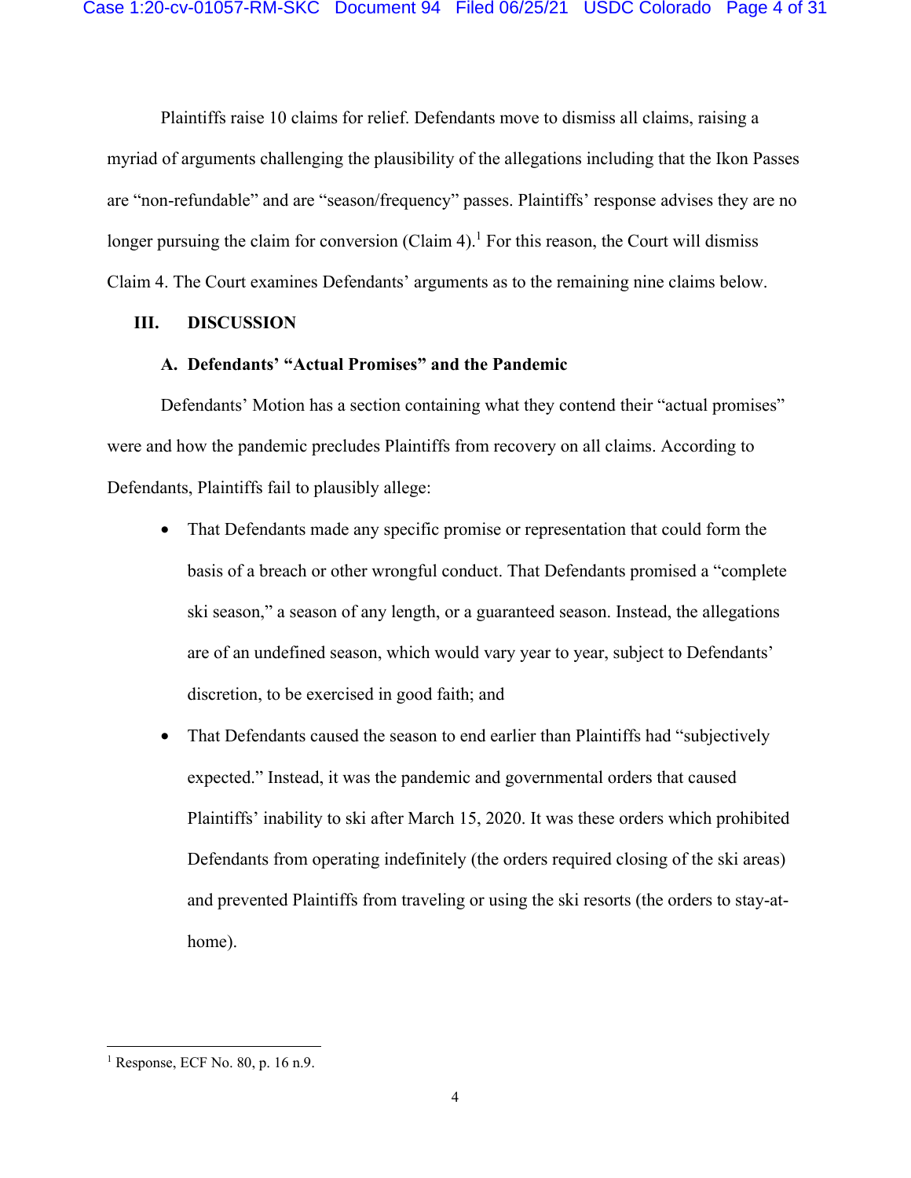Plaintiffs raise 10 claims for relief. Defendants move to dismiss all claims, raising a myriad of arguments challenging the plausibility of the allegations including that the Ikon Passes are "non-refundable" and are "season/frequency" passes. Plaintiffs' response advises they are no longer pursuing the claim for conversion (Claim 4).[1] For this reason, the Court will dismiss Claim 4. The Court examines Defendants' arguments as to the remaining nine claims below.

## III. DISCUSSION

### A. Defendants' "Actual Promises" and the Pandemic

Defendants' Motion has a section containing what they contend their "actual promises" were and how the pandemic precludes Plaintiffs from recovery on all claims. According to Defendants, Plaintiffs fail to plausibly allege:

- That Defendants made any specific promise or representation that could form the basis of a breach or other wrongful conduct. That Defendants promised a "complete ski season," a season of any length, or a guaranteed season. Instead, the allegations are of an undefined season, which would vary year to year, subject to Defendants' discretion, to be exercised in good faith; and
- That Defendants caused the season to end earlier than Plaintiffs had "subjectively expected." Instead, it was the pandemic and governmental orders that caused Plaintiffs' inability to ski after March 15, 2020. It was these orders which prohibited Defendants from operating indefinitely (the orders required closing of the ski areas) and prevented Plaintiffs from traveling or using the ski resorts (the orders to stay-at-home).

---

[1] Response, ECF No. 80, p. 16 n.9.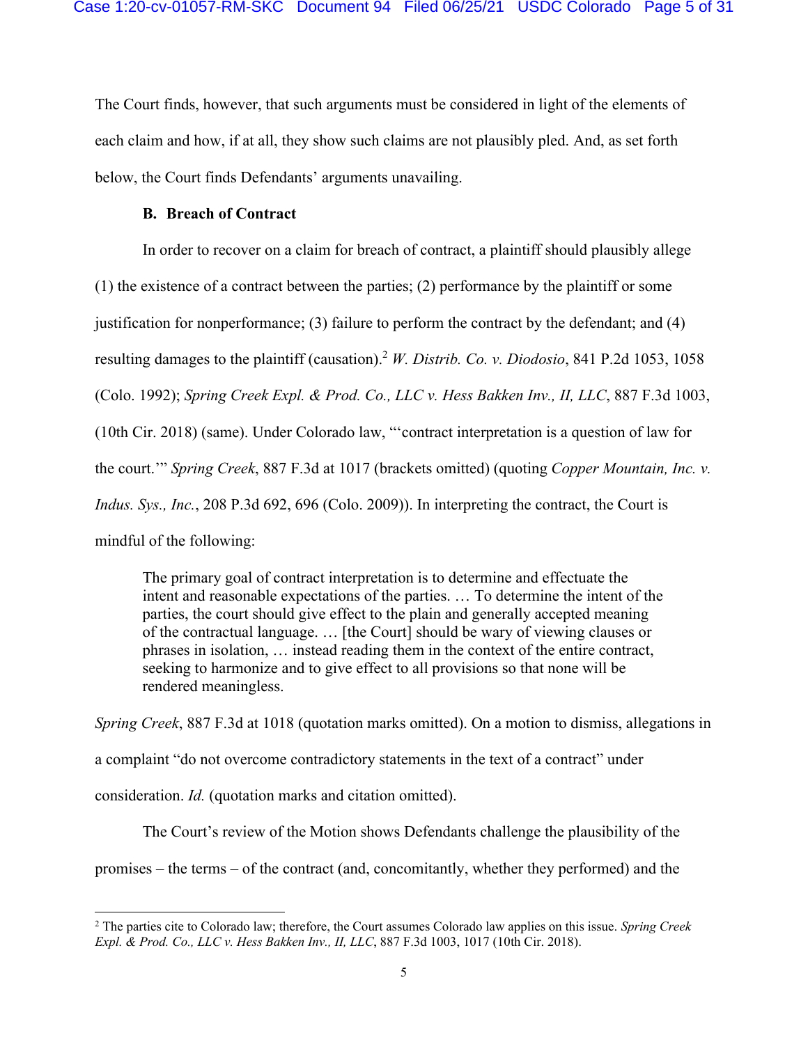The Court finds, however, that such arguments must be considered in light of the elements of each claim and how, if at all, they show such claims are not plausibly pled. And, as set forth below, the Court finds Defendants' arguments unavailing.

**B. Breach of Contract**

In order to recover on a claim for breach of contract, a plaintiff should plausibly allege (1) the existence of a contract between the parties; (2) performance by the plaintiff or some justification for nonperformance; (3) failure to perform the contract by the defendant; and (4) resulting damages to the plaintiff (causation).[2] *W. Distrib. Co. v. Diodosio*, 841 P.2d 1053, 1058 (Colo. 1992); *Spring Creek Expl. & Prod. Co., LLC v. Hess Bakken Inv., II, LLC*, 887 F.3d 1003, (10th Cir. 2018) (same). Under Colorado law, "'contract interpretation is a question of law for the court.'" *Spring Creek*, 887 F.3d at 1017 (brackets omitted) (quoting *Copper Mountain, Inc. v. Indus. Sys., Inc.*, 208 P.3d 692, 696 (Colo. 2009)). In interpreting the contract, the Court is mindful of the following:

> The primary goal of contract interpretation is to determine and effectuate the intent and reasonable expectations of the parties. … To determine the intent of the parties, the court should give effect to the plain and generally accepted meaning of the contractual language. … [the Court] should be wary of viewing clauses or phrases in isolation, … instead reading them in the context of the entire contract, seeking to harmonize and to give effect to all provisions so that none will be rendered meaningless.

*Spring Creek*, 887 F.3d at 1018 (quotation marks omitted). On a motion to dismiss, allegations in a complaint "do not overcome contradictory statements in the text of a contract" under consideration. *Id.* (quotation marks and citation omitted).

The Court's review of the Motion shows Defendants challenge the plausibility of the promises – the terms – of the contract (and, concomitantly, whether they performed) and the

---

[2] The parties cite to Colorado law; therefore, the Court assumes Colorado law applies on this issue. *Spring Creek Expl. & Prod. Co., LLC v. Hess Bakken Inv., II, LLC*, 887 F.3d 1003, 1017 (10th Cir. 2018).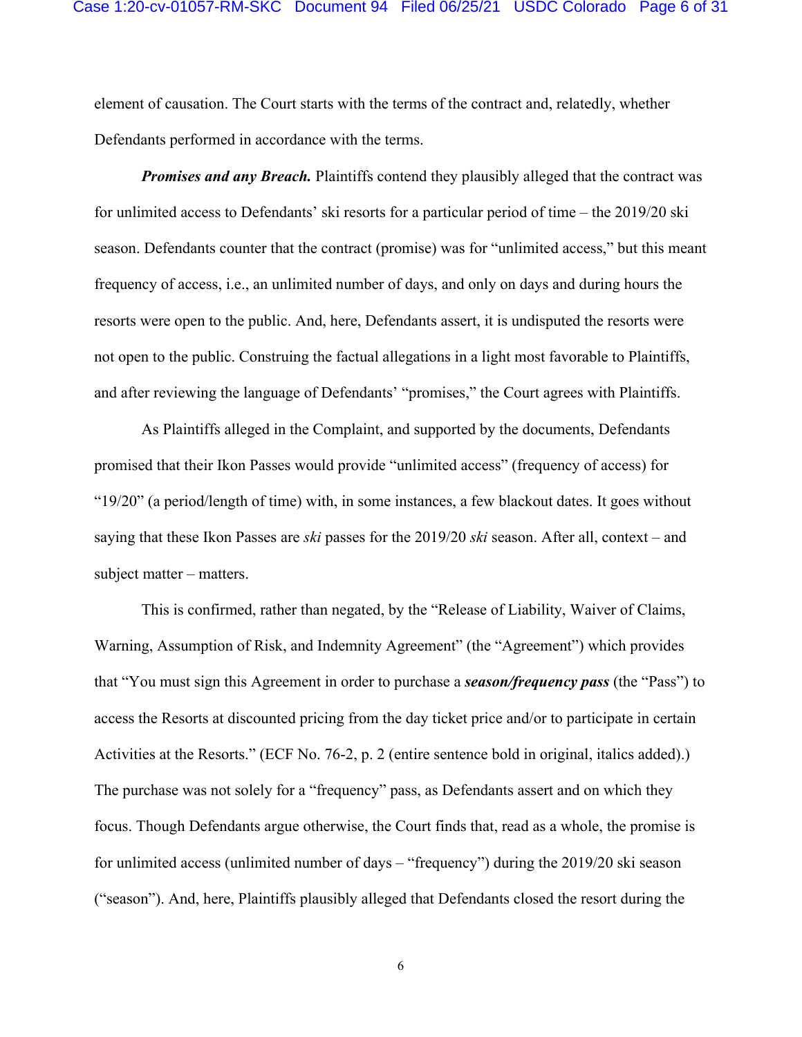element of causation. The Court starts with the terms of the contract and, relatedly, whether Defendants performed in accordance with the terms.

***Promises and any Breach.*** Plaintiffs contend they plausibly alleged that the contract was for unlimited access to Defendants' ski resorts for a particular period of time – the 2019/20 ski season. Defendants counter that the contract (promise) was for "unlimited access," but this meant frequency of access, i.e., an unlimited number of days, and only on days and during hours the resorts were open to the public. And, here, Defendants assert, it is undisputed the resorts were not open to the public. Construing the factual allegations in a light most favorable to Plaintiffs, and after reviewing the language of Defendants' "promises," the Court agrees with Plaintiffs.

As Plaintiffs alleged in the Complaint, and supported by the documents, Defendants promised that their Ikon Passes would provide "unlimited access" (frequency of access) for "19/20" (a period/length of time) with, in some instances, a few blackout dates. It goes without saying that these Ikon Passes are *ski* passes for the 2019/20 *ski* season. After all, context – and subject matter – matters.

This is confirmed, rather than negated, by the "Release of Liability, Waiver of Claims, Warning, Assumption of Risk, and Indemnity Agreement" (the "Agreement") which provides that "You must sign this Agreement in order to purchase a ***season/frequency pass*** (the "Pass") to access the Resorts at discounted pricing from the day ticket price and/or to participate in certain Activities at the Resorts." (ECF No. 76-2, p. 2 (entire sentence bold in original, italics added).) The purchase was not solely for a "frequency" pass, as Defendants assert and on which they focus. Though Defendants argue otherwise, the Court finds that, read as a whole, the promise is for unlimited access (unlimited number of days – "frequency") during the 2019/20 ski season ("season"). And, here, Plaintiffs plausibly alleged that Defendants closed the resort during the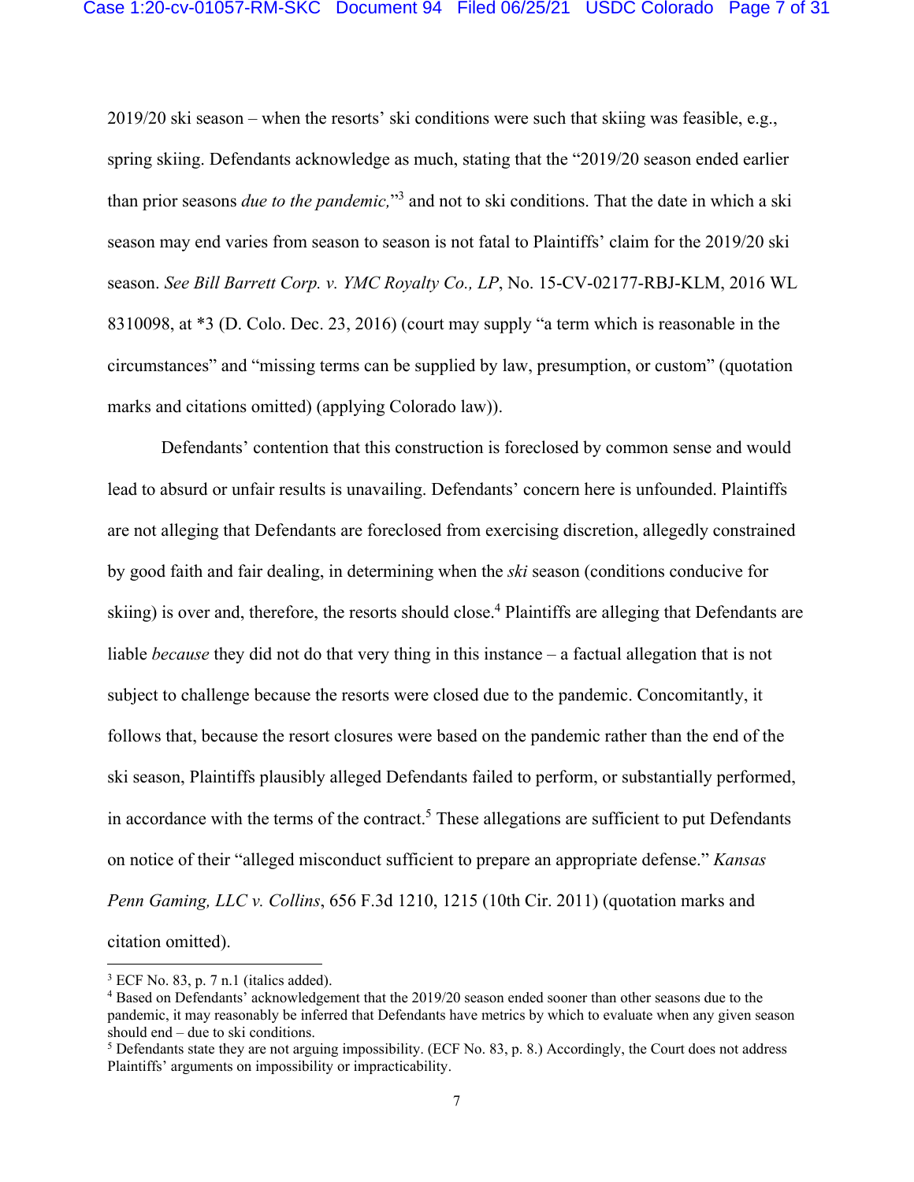2019/20 ski season – when the resorts' ski conditions were such that skiing was feasible, e.g., spring skiing. Defendants acknowledge as much, stating that the "2019/20 season ended earlier than prior seasons *due to the pandemic,*"[3] and not to ski conditions. That the date in which a ski season may end varies from season to season is not fatal to Plaintiffs' claim for the 2019/20 ski season. *See Bill Barrett Corp. v. YMC Royalty Co., LP*, No. 15-CV-02177-RBJ-KLM, 2016 WL 8310098, at *3 (D. Colo. Dec. 23, 2016) (court may supply "a term which is reasonable in the circumstances" and "missing terms can be supplied by law, presumption, or custom" (quotation marks and citations omitted) (applying Colorado law)).

Defendants' contention that this construction is foreclosed by common sense and would lead to absurd or unfair results is unavailing. Defendants' concern here is unfounded. Plaintiffs are not alleging that Defendants are foreclosed from exercising discretion, allegedly constrained by good faith and fair dealing, in determining when the *ski* season (conditions conducive for skiing) is over and, therefore, the resorts should close.[4] Plaintiffs are alleging that Defendants are liable *because* they did not do that very thing in this instance – a factual allegation that is not subject to challenge because the resorts were closed due to the pandemic. Concomitantly, it follows that, because the resort closures were based on the pandemic rather than the end of the ski season, Plaintiffs plausibly alleged Defendants failed to perform, or substantially performed, in accordance with the terms of the contract.[5] These allegations are sufficient to put Defendants on notice of their "alleged misconduct sufficient to prepare an appropriate defense." *Kansas Penn Gaming, LLC v. Collins*, 656 F.3d 1210, 1215 (10th Cir. 2011) (quotation marks and citation omitted).

---

[3] ECF No. 83, p. 7 n.1 (italics added).

[4] Based on Defendants' acknowledgement that the 2019/20 season ended sooner than other seasons due to the pandemic, it may reasonably be inferred that Defendants have metrics by which to evaluate when any given season should end – due to ski conditions.

[5] Defendants state they are not arguing impossibility. (ECF No. 83, p. 8.) Accordingly, the Court does not address Plaintiffs' arguments on impossibility or impracticability.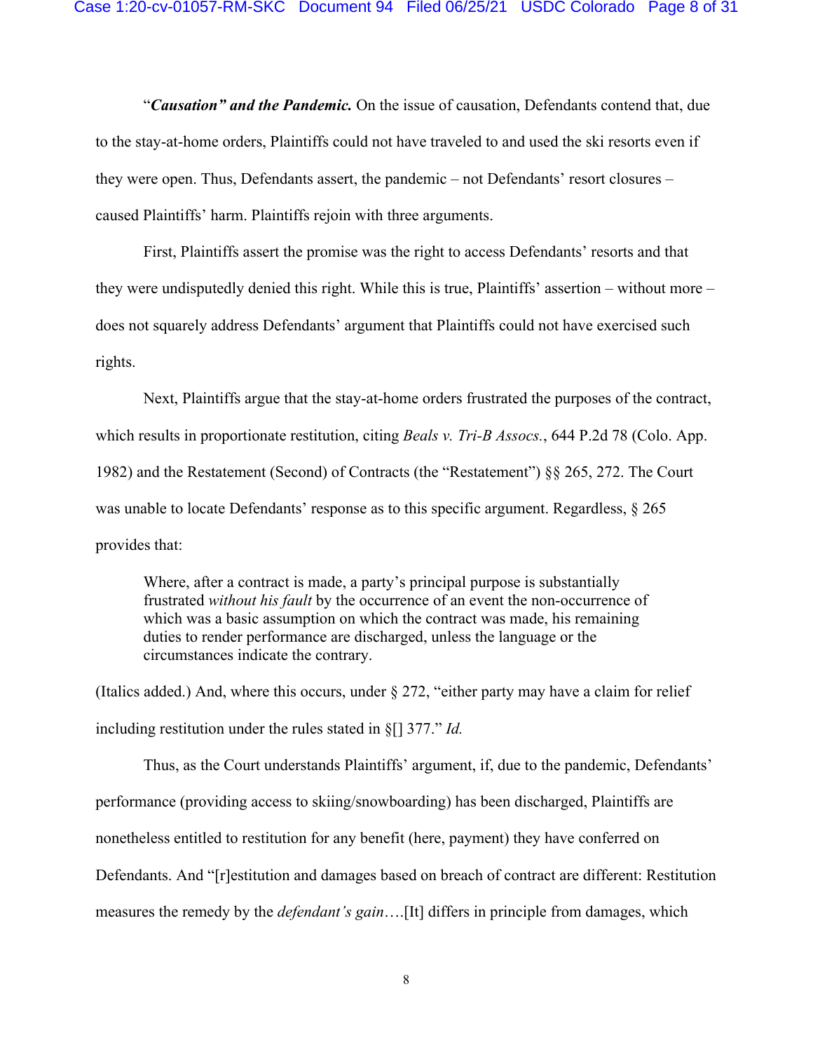"***Causation" and the Pandemic.*** On the issue of causation, Defendants contend that, due to the stay-at-home orders, Plaintiffs could not have traveled to and used the ski resorts even if they were open. Thus, Defendants assert, the pandemic – not Defendants' resort closures – caused Plaintiffs' harm. Plaintiffs rejoin with three arguments.

First, Plaintiffs assert the promise was the right to access Defendants' resorts and that they were undisputedly denied this right. While this is true, Plaintiffs' assertion – without more – does not squarely address Defendants' argument that Plaintiffs could not have exercised such rights.

Next, Plaintiffs argue that the stay-at-home orders frustrated the purposes of the contract, which results in proportionate restitution, citing *Beals v. Tri-B Assocs.*, 644 P.2d 78 (Colo. App. 1982) and the Restatement (Second) of Contracts (the "Restatement") §§ 265, 272. The Court was unable to locate Defendants' response as to this specific argument. Regardless, § 265 provides that:

> Where, after a contract is made, a party's principal purpose is substantially frustrated *without his fault* by the occurrence of an event the non-occurrence of which was a basic assumption on which the contract was made, his remaining duties to render performance are discharged, unless the language or the circumstances indicate the contrary.

(Italics added.) And, where this occurs, under § 272, "either party may have a claim for relief including restitution under the rules stated in §[] 377." *Id.*

Thus, as the Court understands Plaintiffs' argument, if, due to the pandemic, Defendants' performance (providing access to skiing/snowboarding) has been discharged, Plaintiffs are nonetheless entitled to restitution for any benefit (here, payment) they have conferred on Defendants. And "[r]estitution and damages based on breach of contract are different: Restitution measures the remedy by the *defendant's gain*….[It] differs in principle from damages, which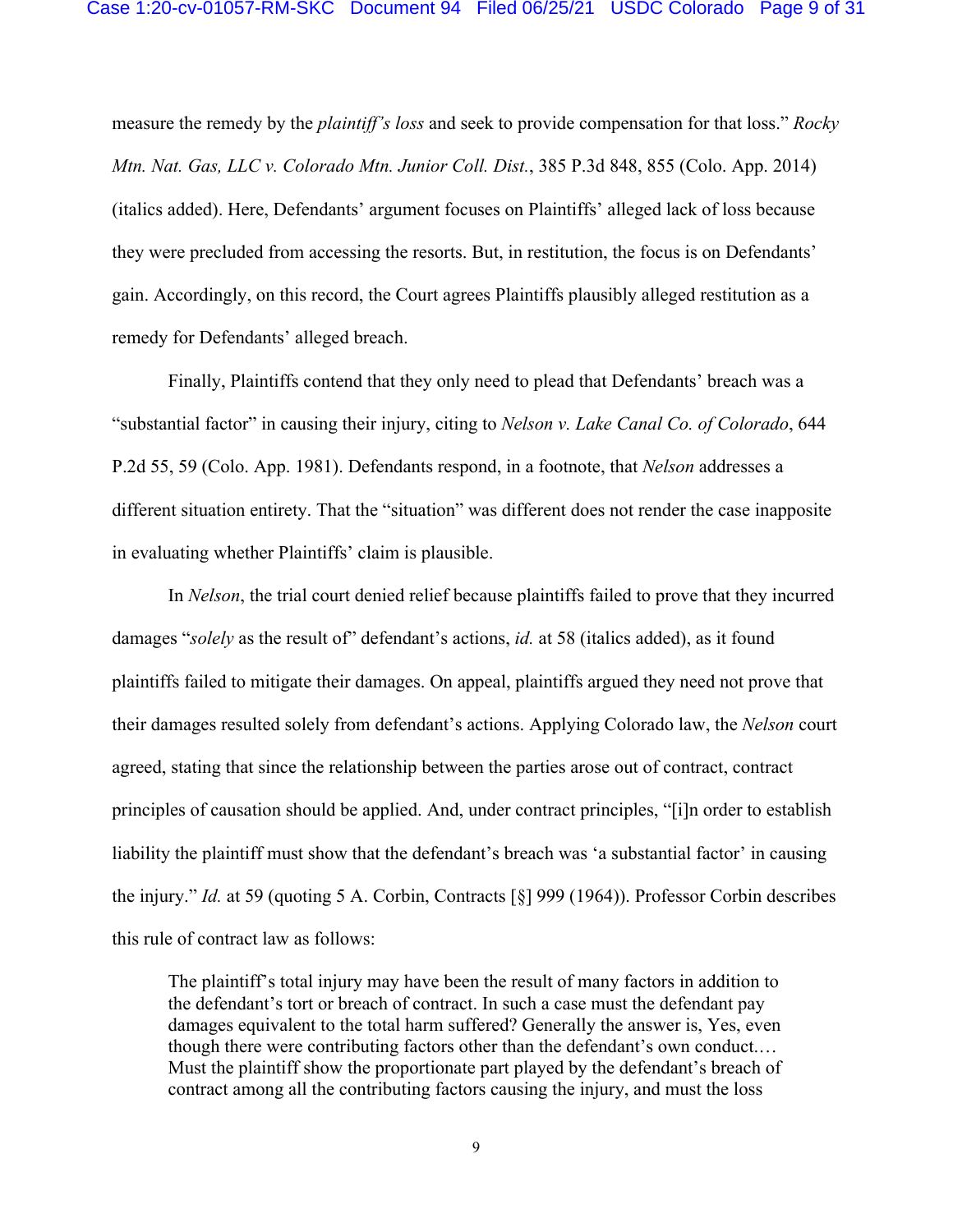measure the remedy by the *plaintiff's loss* and seek to provide compensation for that loss." *Rocky Mtn. Nat. Gas, LLC v. Colorado Mtn. Junior Coll. Dist.*, 385 P.3d 848, 855 (Colo. App. 2014) (italics added). Here, Defendants' argument focuses on Plaintiffs' alleged lack of loss because they were precluded from accessing the resorts. But, in restitution, the focus is on Defendants' gain. Accordingly, on this record, the Court agrees Plaintiffs plausibly alleged restitution as a remedy for Defendants' alleged breach.

Finally, Plaintiffs contend that they only need to plead that Defendants' breach was a "substantial factor" in causing their injury, citing to *Nelson v. Lake Canal Co. of Colorado*, 644 P.2d 55, 59 (Colo. App. 1981). Defendants respond, in a footnote, that *Nelson* addresses a different situation entirety. That the "situation" was different does not render the case inapposite in evaluating whether Plaintiffs' claim is plausible.

In *Nelson*, the trial court denied relief because plaintiffs failed to prove that they incurred damages "*solely* as the result of" defendant's actions, *id.* at 58 (italics added), as it found plaintiffs failed to mitigate their damages. On appeal, plaintiffs argued they need not prove that their damages resulted solely from defendant's actions. Applying Colorado law, the *Nelson* court agreed, stating that since the relationship between the parties arose out of contract, contract principles of causation should be applied. And, under contract principles, "[i]n order to establish liability the plaintiff must show that the defendant's breach was 'a substantial factor' in causing the injury." *Id.* at 59 (quoting 5 A. Corbin, Contracts [§] 999 (1964)). Professor Corbin describes this rule of contract law as follows:

> The plaintiff's total injury may have been the result of many factors in addition to the defendant's tort or breach of contract. In such a case must the defendant pay damages equivalent to the total harm suffered? Generally the answer is, Yes, even though there were contributing factors other than the defendant's own conduct.… Must the plaintiff show the proportionate part played by the defendant's breach of contract among all the contributing factors causing the injury, and must the loss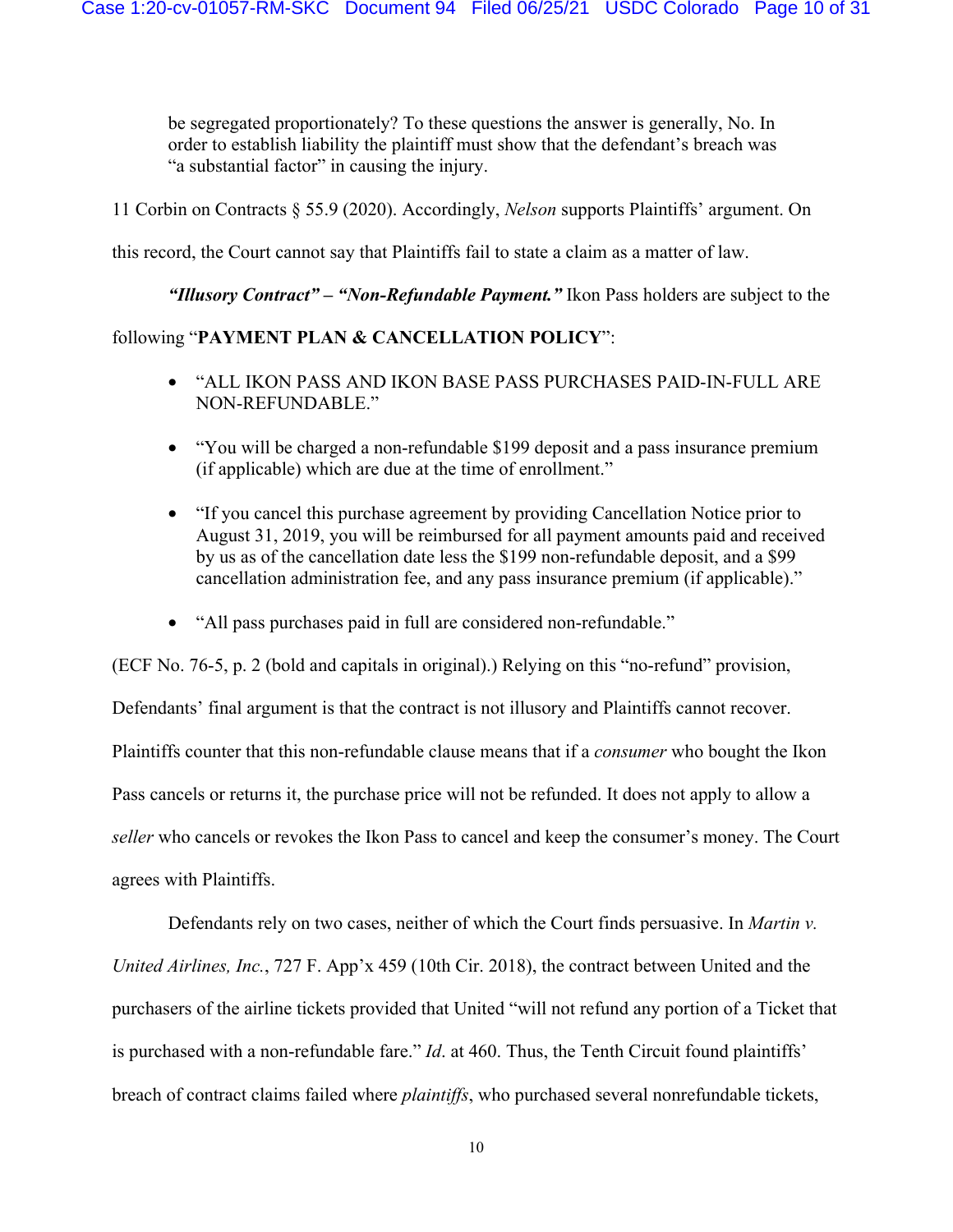> be segregated proportionately? To these questions the answer is generally, No. In order to establish liability the plaintiff must show that the defendant's breach was "a substantial factor" in causing the injury.

11 Corbin on Contracts § 55.9 (2020). Accordingly, *Nelson* supports Plaintiffs' argument. On this record, the Court cannot say that Plaintiffs fail to state a claim as a matter of law.

***"Illusory Contract" – "Non-Refundable Payment."*** Ikon Pass holders are subject to the following "**PAYMENT PLAN & CANCELLATION POLICY**":

- "ALL IKON PASS AND IKON BASE PASS PURCHASES PAID-IN-FULL ARE NON-REFUNDABLE."
- "You will be charged a non-refundable $199 deposit and a pass insurance premium (if applicable) which are due at the time of enrollment."
- "If you cancel this purchase agreement by providing Cancellation Notice prior to August 31, 2019, you will be reimbursed for all payment amounts paid and received by us as of the cancellation date less the $199 non-refundable deposit, and a $99 cancellation administration fee, and any pass insurance premium (if applicable)."
- "All pass purchases paid in full are considered non-refundable."

(ECF No. 76-5, p. 2 (bold and capitals in original).) Relying on this "no-refund" provision, Defendants' final argument is that the contract is not illusory and Plaintiffs cannot recover. Plaintiffs counter that this non-refundable clause means that if a *consumer* who bought the Ikon Pass cancels or returns it, the purchase price will not be refunded. It does not apply to allow a *seller* who cancels or revokes the Ikon Pass to cancel and keep the consumer's money. The Court agrees with Plaintiffs.

Defendants rely on two cases, neither of which the Court finds persuasive. In *Martin v. United Airlines, Inc.*, 727 F. App'x 459 (10th Cir. 2018), the contract between United and the purchasers of the airline tickets provided that United "will not refund any portion of a Ticket that is purchased with a non-refundable fare." *Id*. at 460. Thus, the Tenth Circuit found plaintiffs' breach of contract claims failed where *plaintiffs*, who purchased several nonrefundable tickets,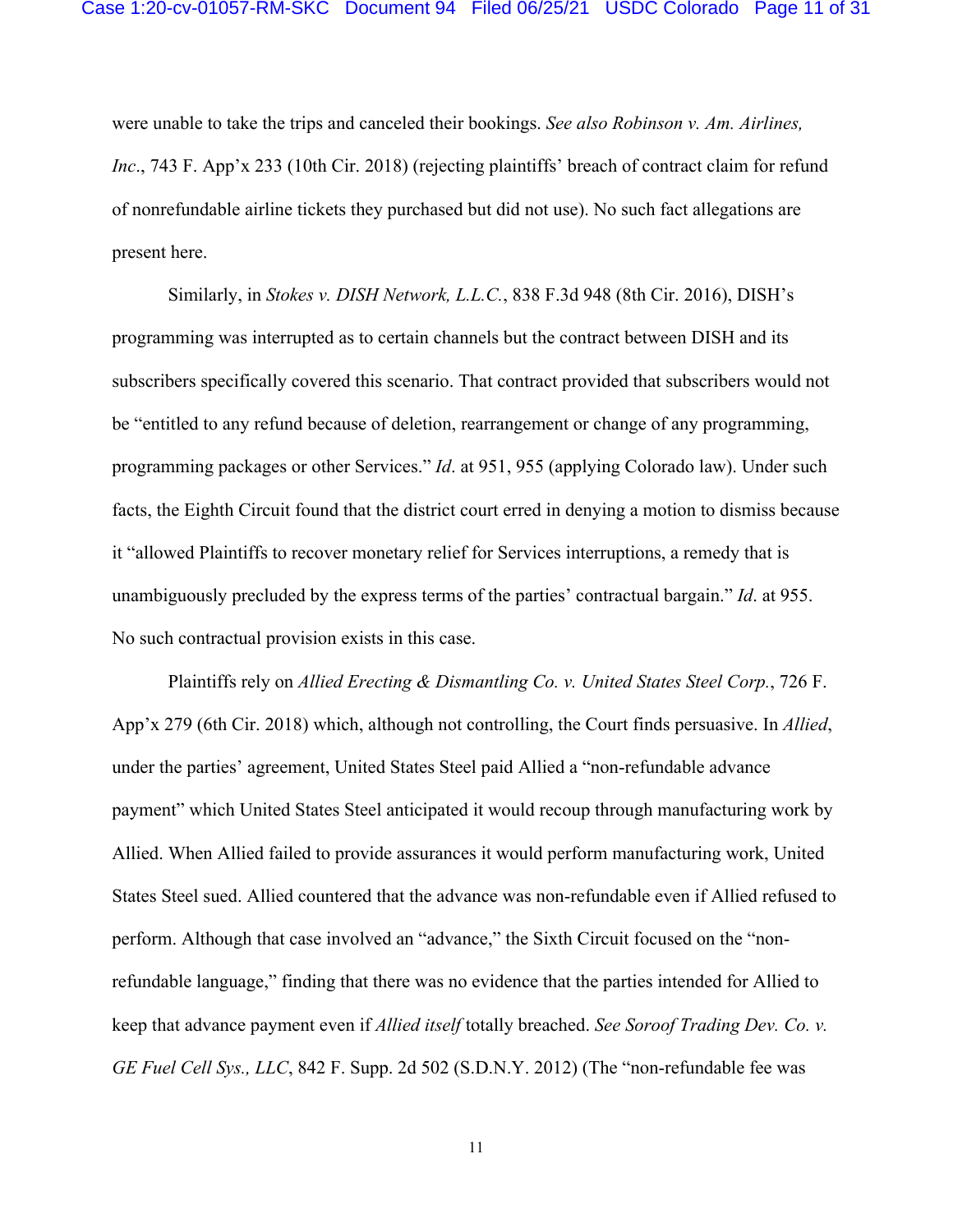were unable to take the trips and canceled their bookings. *See also Robinson v. Am. Airlines, Inc*., 743 F. App'x 233 (10th Cir. 2018) (rejecting plaintiffs' breach of contract claim for refund of nonrefundable airline tickets they purchased but did not use). No such fact allegations are present here.

Similarly, in *Stokes v. DISH Network, L.L.C.*, 838 F.3d 948 (8th Cir. 2016), DISH's programming was interrupted as to certain channels but the contract between DISH and its subscribers specifically covered this scenario. That contract provided that subscribers would not be "entitled to any refund because of deletion, rearrangement or change of any programming, programming packages or other Services." *Id*. at 951, 955 (applying Colorado law). Under such facts, the Eighth Circuit found that the district court erred in denying a motion to dismiss because it "allowed Plaintiffs to recover monetary relief for Services interruptions, a remedy that is unambiguously precluded by the express terms of the parties' contractual bargain." *Id*. at 955. No such contractual provision exists in this case.

Plaintiffs rely on *Allied Erecting & Dismantling Co. v. United States Steel Corp.*, 726 F. App'x 279 (6th Cir. 2018) which, although not controlling, the Court finds persuasive. In *Allied*, under the parties' agreement, United States Steel paid Allied a "non-refundable advance payment" which United States Steel anticipated it would recoup through manufacturing work by Allied. When Allied failed to provide assurances it would perform manufacturing work, United States Steel sued. Allied countered that the advance was non-refundable even if Allied refused to perform. Although that case involved an "advance," the Sixth Circuit focused on the "non-refundable language," finding that there was no evidence that the parties intended for Allied to keep that advance payment even if *Allied itself* totally breached. *See Soroof Trading Dev. Co. v. GE Fuel Cell Sys., LLC*, 842 F. Supp. 2d 502 (S.D.N.Y. 2012) (The "non-refundable fee was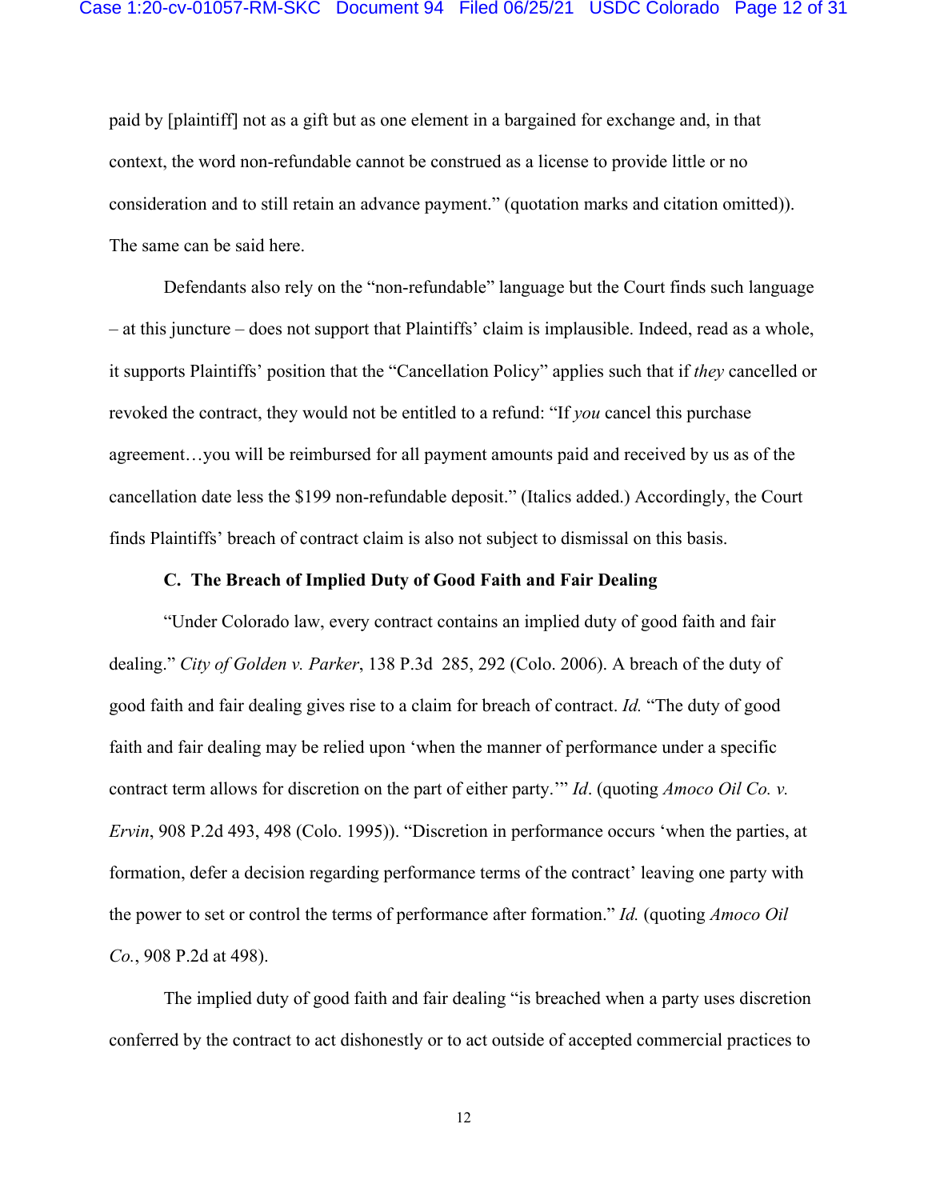paid by [plaintiff] not as a gift but as one element in a bargained for exchange and, in that context, the word non-refundable cannot be construed as a license to provide little or no consideration and to still retain an advance payment." (quotation marks and citation omitted)). The same can be said here.

Defendants also rely on the "non-refundable" language but the Court finds such language – at this juncture – does not support that Plaintiffs' claim is implausible. Indeed, read as a whole, it supports Plaintiffs' position that the "Cancellation Policy" applies such that if *they* cancelled or revoked the contract, they would not be entitled to a refund: "If *you* cancel this purchase agreement…you will be reimbursed for all payment amounts paid and received by us as of the cancellation date less the $199 non-refundable deposit." (Italics added.) Accordingly, the Court finds Plaintiffs' breach of contract claim is also not subject to dismissal on this basis.

### C. The Breach of Implied Duty of Good Faith and Fair Dealing

"Under Colorado law, every contract contains an implied duty of good faith and fair dealing." *City of Golden v. Parker*, 138 P.3d 285, 292 (Colo. 2006). A breach of the duty of good faith and fair dealing gives rise to a claim for breach of contract. *Id.* "The duty of good faith and fair dealing may be relied upon 'when the manner of performance under a specific contract term allows for discretion on the part of either party.'" *Id*. (quoting *Amoco Oil Co. v. Ervin*, 908 P.2d 493, 498 (Colo. 1995)). "Discretion in performance occurs 'when the parties, at formation, defer a decision regarding performance terms of the contract' leaving one party with the power to set or control the terms of performance after formation." *Id.* (quoting *Amoco Oil Co.*, 908 P.2d at 498).

The implied duty of good faith and fair dealing "is breached when a party uses discretion conferred by the contract to act dishonestly or to act outside of accepted commercial practices to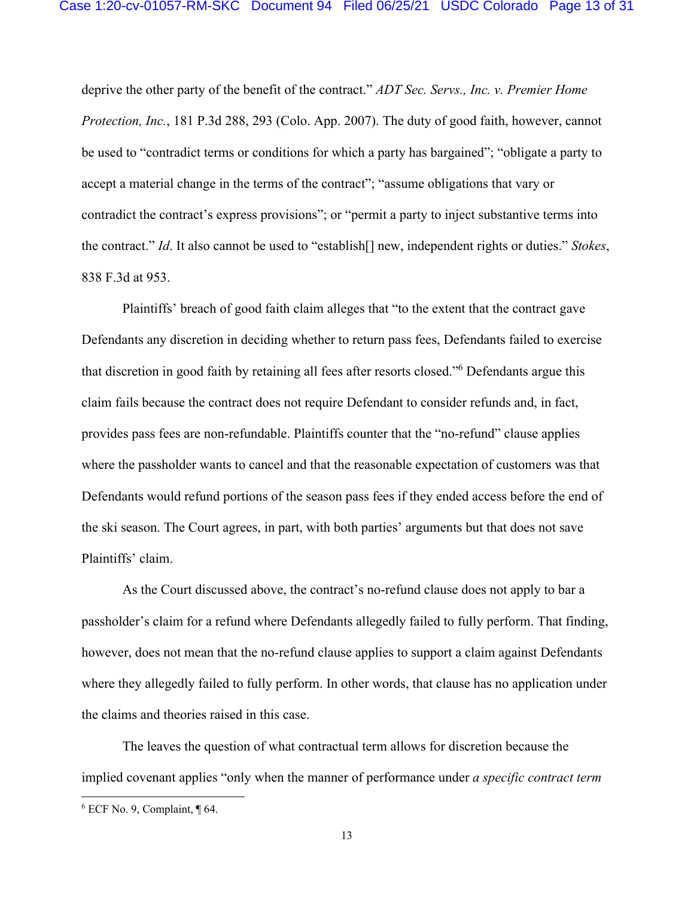deprive the other party of the benefit of the contract." *ADT Sec. Servs., Inc. v. Premier Home Protection, Inc.*, 181 P.3d 288, 293 (Colo. App. 2007). The duty of good faith, however, cannot be used to "contradict terms or conditions for which a party has bargained"; "obligate a party to accept a material change in the terms of the contract"; "assume obligations that vary or contradict the contract's express provisions"; or "permit a party to inject substantive terms into the contract." *Id*. It also cannot be used to "establish[] new, independent rights or duties." *Stokes*, 838 F.3d at 953.

Plaintiffs' breach of good faith claim alleges that "to the extent that the contract gave Defendants any discretion in deciding whether to return pass fees, Defendants failed to exercise that discretion in good faith by retaining all fees after resorts closed."[6] Defendants argue this claim fails because the contract does not require Defendant to consider refunds and, in fact, provides pass fees are non-refundable. Plaintiffs counter that the "no-refund" clause applies where the passholder wants to cancel and that the reasonable expectation of customers was that Defendants would refund portions of the season pass fees if they ended access before the end of the ski season. The Court agrees, in part, with both parties' arguments but that does not save Plaintiffs' claim.

As the Court discussed above, the contract's no-refund clause does not apply to bar a passholder's claim for a refund where Defendants allegedly failed to fully perform. That finding, however, does not mean that the no-refund clause applies to support a claim against Defendants where they allegedly failed to fully perform. In other words, that clause has no application under the claims and theories raised in this case.

The leaves the question of what contractual term allows for discretion because the implied covenant applies "only when the manner of performance under *a specific contract term*

---

[6] ECF No. 9, Complaint, ¶ 64.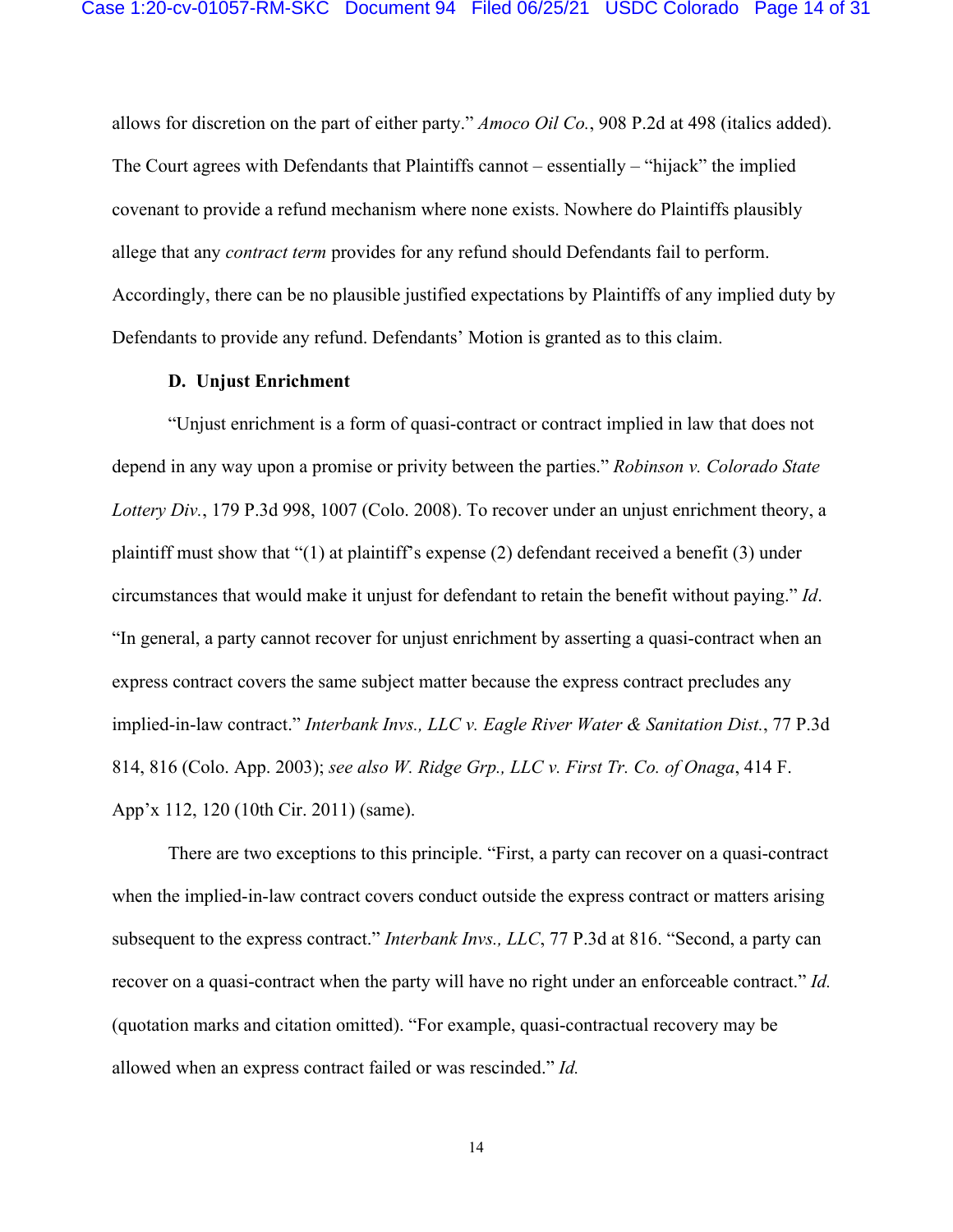allows for discretion on the part of either party." *Amoco Oil Co.*, 908 P.2d at 498 (italics added). The Court agrees with Defendants that Plaintiffs cannot – essentially – "hijack" the implied covenant to provide a refund mechanism where none exists. Nowhere do Plaintiffs plausibly allege that any *contract term* provides for any refund should Defendants fail to perform. Accordingly, there can be no plausible justified expectations by Plaintiffs of any implied duty by Defendants to provide any refund. Defendants' Motion is granted as to this claim.

**D. Unjust Enrichment**

"Unjust enrichment is a form of quasi-contract or contract implied in law that does not depend in any way upon a promise or privity between the parties." *Robinson v. Colorado State Lottery Div.*, 179 P.3d 998, 1007 (Colo. 2008). To recover under an unjust enrichment theory, a plaintiff must show that "(1) at plaintiff's expense (2) defendant received a benefit (3) under circumstances that would make it unjust for defendant to retain the benefit without paying." *Id*. "In general, a party cannot recover for unjust enrichment by asserting a quasi-contract when an express contract covers the same subject matter because the express contract precludes any implied-in-law contract." *Interbank Invs., LLC v. Eagle River Water & Sanitation Dist.*, 77 P.3d 814, 816 (Colo. App. 2003); *see also W. Ridge Grp., LLC v. First Tr. Co. of Onaga*, 414 F. App'x 112, 120 (10th Cir. 2011) (same).

There are two exceptions to this principle. "First, a party can recover on a quasi-contract when the implied-in-law contract covers conduct outside the express contract or matters arising subsequent to the express contract." *Interbank Invs., LLC*, 77 P.3d at 816. "Second, a party can recover on a quasi-contract when the party will have no right under an enforceable contract." *Id.* (quotation marks and citation omitted). "For example, quasi-contractual recovery may be allowed when an express contract failed or was rescinded." *Id.*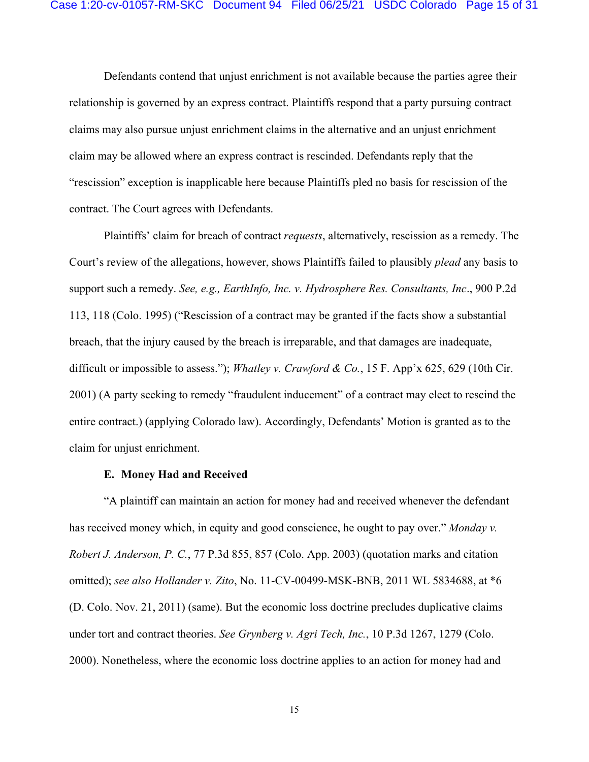Defendants contend that unjust enrichment is not available because the parties agree their relationship is governed by an express contract. Plaintiffs respond that a party pursuing contract claims may also pursue unjust enrichment claims in the alternative and an unjust enrichment claim may be allowed where an express contract is rescinded. Defendants reply that the "rescission" exception is inapplicable here because Plaintiffs pled no basis for rescission of the contract. The Court agrees with Defendants.

Plaintiffs' claim for breach of contract *requests*, alternatively, rescission as a remedy. The Court's review of the allegations, however, shows Plaintiffs failed to plausibly *plead* any basis to support such a remedy. *See, e.g., EarthInfo, Inc. v. Hydrosphere Res. Consultants, Inc*., 900 P.2d 113, 118 (Colo. 1995) ("Rescission of a contract may be granted if the facts show a substantial breach, that the injury caused by the breach is irreparable, and that damages are inadequate, difficult or impossible to assess."); *Whatley v. Crawford & Co.*, 15 F. App'x 625, 629 (10th Cir. 2001) (A party seeking to remedy "fraudulent inducement" of a contract may elect to rescind the entire contract.) (applying Colorado law). Accordingly, Defendants' Motion is granted as to the claim for unjust enrichment.

### E. Money Had and Received

"A plaintiff can maintain an action for money had and received whenever the defendant has received money which, in equity and good conscience, he ought to pay over." *Monday v. Robert J. Anderson, P. C.*, 77 P.3d 855, 857 (Colo. App. 2003) (quotation marks and citation omitted); *see also Hollander v. Zito*, No. 11-CV-00499-MSK-BNB, 2011 WL 5834688, at *6 (D. Colo. Nov. 21, 2011) (same). But the economic loss doctrine precludes duplicative claims under tort and contract theories. *See Grynberg v. Agri Tech, Inc.*, 10 P.3d 1267, 1279 (Colo. 2000). Nonetheless, where the economic loss doctrine applies to an action for money had and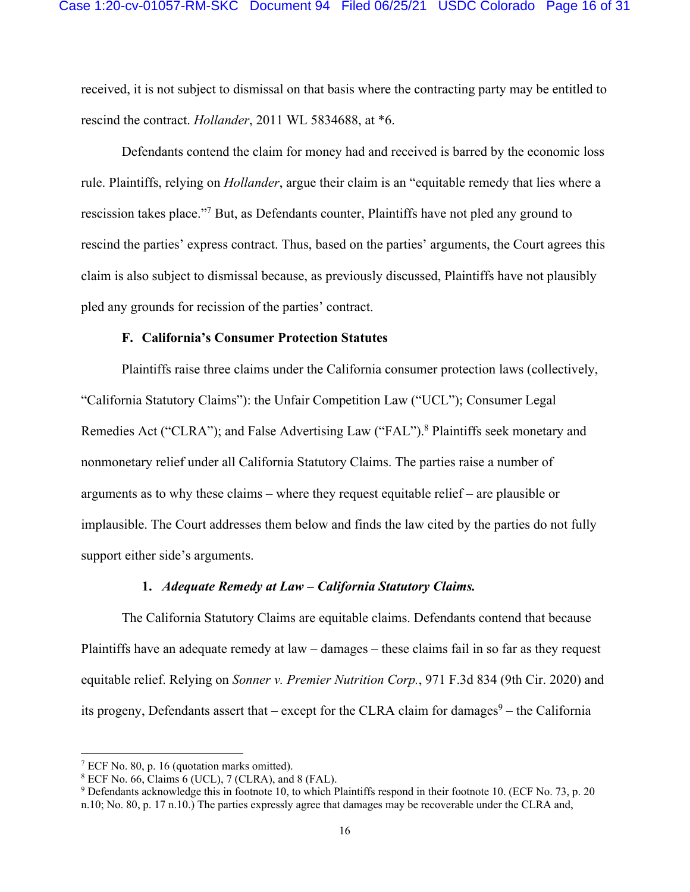received, it is not subject to dismissal on that basis where the contracting party may be entitled to rescind the contract. *Hollander*, 2011 WL 5834688, at *6.

Defendants contend the claim for money had and received is barred by the economic loss rule. Plaintiffs, relying on *Hollander*, argue their claim is an "equitable remedy that lies where a rescission takes place."[7] But, as Defendants counter, Plaintiffs have not pled any ground to rescind the parties' express contract. Thus, based on the parties' arguments, the Court agrees this claim is also subject to dismissal because, as previously discussed, Plaintiffs have not plausibly pled any grounds for recission of the parties' contract.

### F. California's Consumer Protection Statutes

Plaintiffs raise three claims under the California consumer protection laws (collectively, "California Statutory Claims"): the Unfair Competition Law ("UCL"); Consumer Legal Remedies Act ("CLRA"); and False Advertising Law ("FAL").[8] Plaintiffs seek monetary and nonmonetary relief under all California Statutory Claims. The parties raise a number of arguments as to why these claims – where they request equitable relief – are plausible or implausible. The Court addresses them below and finds the law cited by the parties do not fully support either side's arguments.

#### 1. *Adequate Remedy at Law – California Statutory Claims.*

The California Statutory Claims are equitable claims. Defendants contend that because Plaintiffs have an adequate remedy at law – damages – these claims fail in so far as they request equitable relief. Relying on *Sonner v. Premier Nutrition Corp.*, 971 F.3d 834 (9th Cir. 2020) and its progeny, Defendants assert that – except for the CLRA claim for damages[9] – the California

---

[7] ECF No. 80, p. 16 (quotation marks omitted).

[8] ECF No. 66, Claims 6 (UCL), 7 (CLRA), and 8 (FAL).

[9] Defendants acknowledge this in footnote 10, to which Plaintiffs respond in their footnote 10. (ECF No. 73, p. 20 n.10; No. 80, p. 17 n.10.) The parties expressly agree that damages may be recoverable under the CLRA and,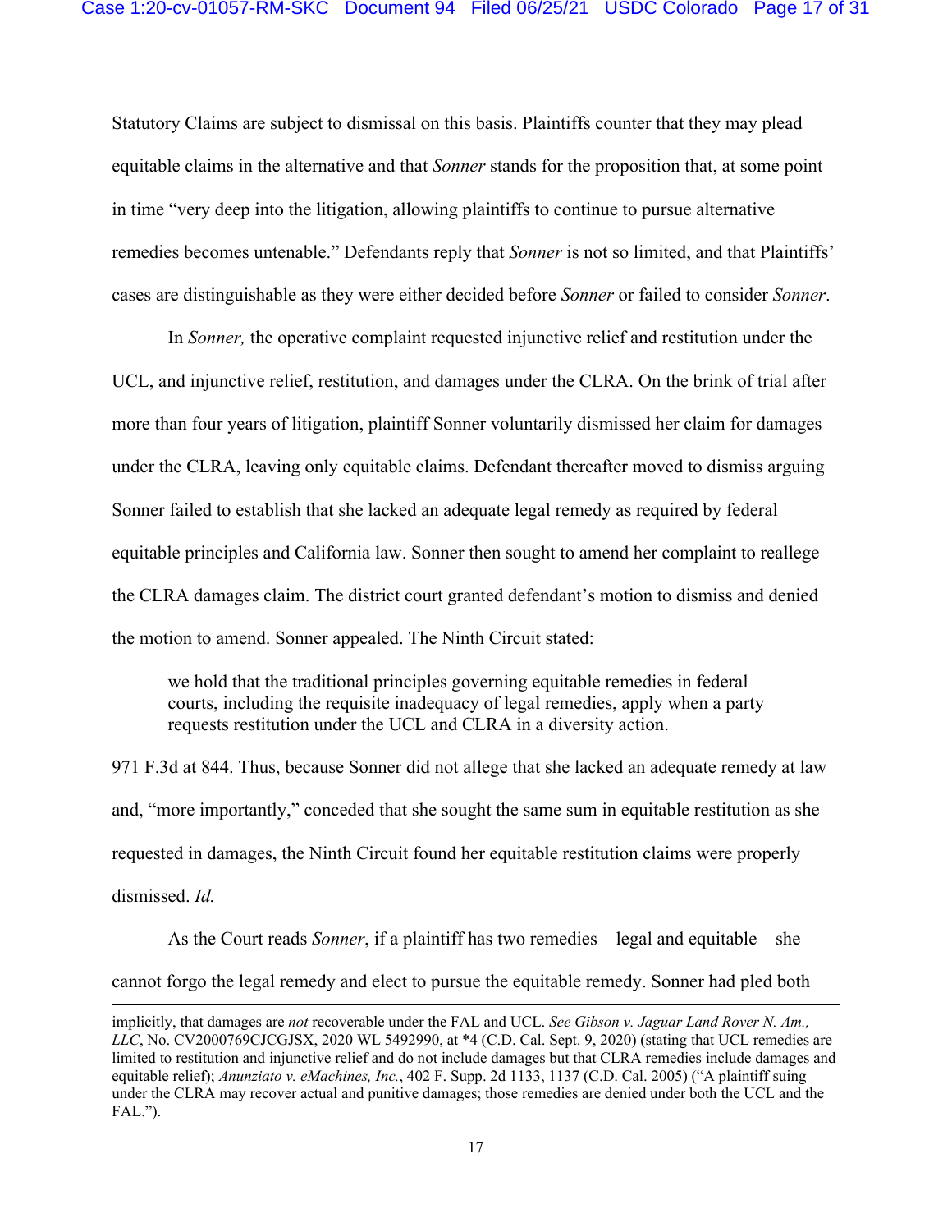Statutory Claims are subject to dismissal on this basis. Plaintiffs counter that they may plead equitable claims in the alternative and that *Sonner* stands for the proposition that, at some point in time "very deep into the litigation, allowing plaintiffs to continue to pursue alternative remedies becomes untenable." Defendants reply that *Sonner* is not so limited, and that Plaintiffs' cases are distinguishable as they were either decided before *Sonner* or failed to consider *Sonner*.

In *Sonner,* the operative complaint requested injunctive relief and restitution under the UCL, and injunctive relief, restitution, and damages under the CLRA. On the brink of trial after more than four years of litigation, plaintiff Sonner voluntarily dismissed her claim for damages under the CLRA, leaving only equitable claims. Defendant thereafter moved to dismiss arguing Sonner failed to establish that she lacked an adequate legal remedy as required by federal equitable principles and California law. Sonner then sought to amend her complaint to reallege the CLRA damages claim. The district court granted defendant's motion to dismiss and denied the motion to amend. Sonner appealed. The Ninth Circuit stated:

> we hold that the traditional principles governing equitable remedies in federal courts, including the requisite inadequacy of legal remedies, apply when a party requests restitution under the UCL and CLRA in a diversity action.

971 F.3d at 844. Thus, because Sonner did not allege that she lacked an adequate remedy at law and, "more importantly," conceded that she sought the same sum in equitable restitution as she requested in damages, the Ninth Circuit found her equitable restitution claims were properly dismissed. *Id.*

As the Court reads *Sonner*, if a plaintiff has two remedies – legal and equitable – she cannot forgo the legal remedy and elect to pursue the equitable remedy. Sonner had pled both

---

implicitly, that damages are *not* recoverable under the FAL and UCL. *See Gibson v. Jaguar Land Rover N. Am., LLC*, No. CV2000769CJCGJSX, 2020 WL 5492990, at *4 (C.D. Cal. Sept. 9, 2020) (stating that UCL remedies are limited to restitution and injunctive relief and do not include damages but that CLRA remedies include damages and equitable relief); *Anunziato v. eMachines, Inc.*, 402 F. Supp. 2d 1133, 1137 (C.D. Cal. 2005) ("A plaintiff suing under the CLRA may recover actual and punitive damages; those remedies are denied under both the UCL and the FAL.").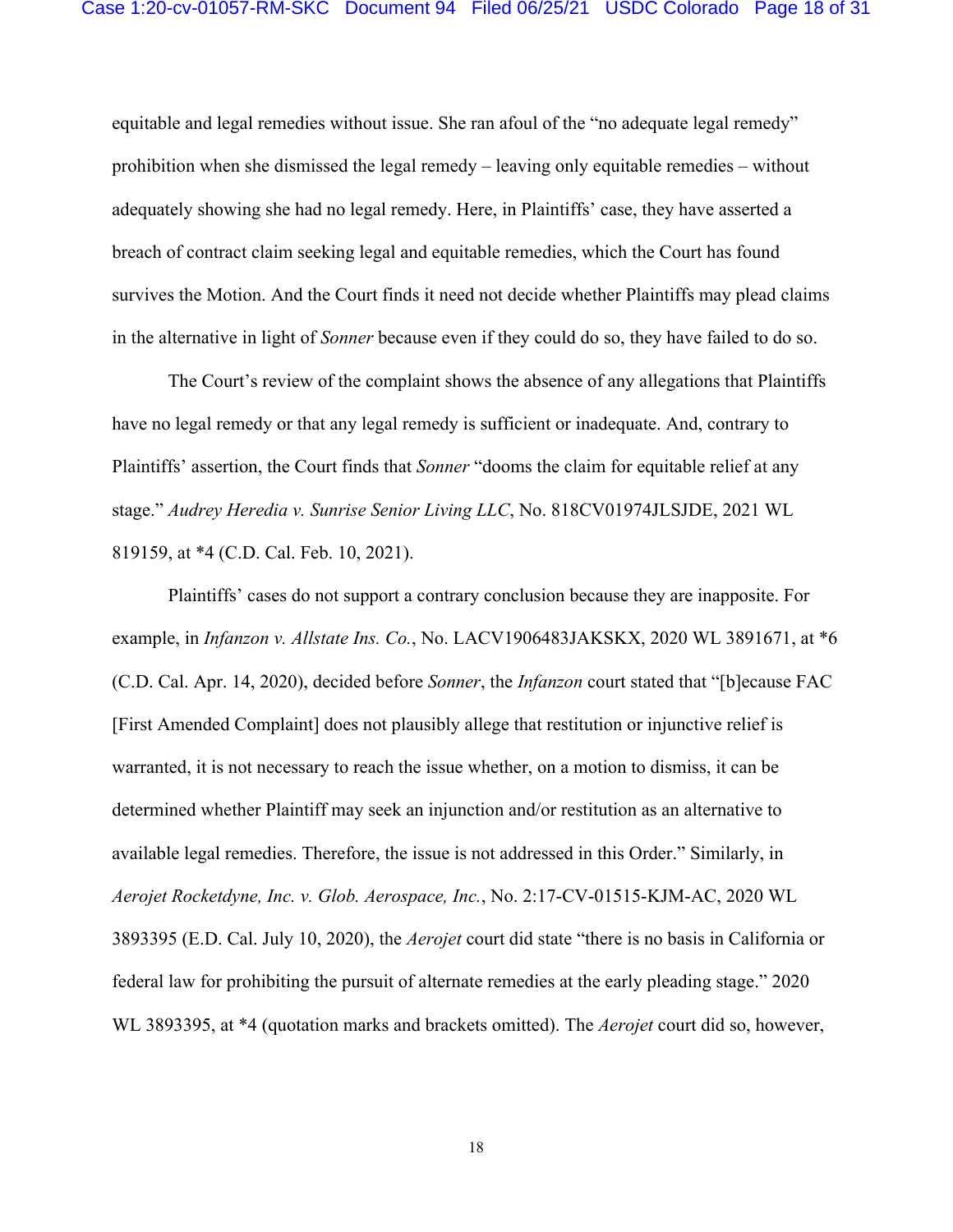equitable and legal remedies without issue. She ran afoul of the "no adequate legal remedy" prohibition when she dismissed the legal remedy – leaving only equitable remedies – without adequately showing she had no legal remedy. Here, in Plaintiffs' case, they have asserted a breach of contract claim seeking legal and equitable remedies, which the Court has found survives the Motion. And the Court finds it need not decide whether Plaintiffs may plead claims in the alternative in light of *Sonner* because even if they could do so, they have failed to do so.

The Court's review of the complaint shows the absence of any allegations that Plaintiffs have no legal remedy or that any legal remedy is sufficient or inadequate. And, contrary to Plaintiffs' assertion, the Court finds that *Sonner* "dooms the claim for equitable relief at any stage." *Audrey Heredia v. Sunrise Senior Living LLC*, No. 818CV01974JLSJDE, 2021 WL 819159, at *4 (C.D. Cal. Feb. 10, 2021).

Plaintiffs' cases do not support a contrary conclusion because they are inapposite. For example, in *Infanzon v. Allstate Ins. Co.*, No. LACV1906483JAKSKX, 2020 WL 3891671, at *6 (C.D. Cal. Apr. 14, 2020), decided before *Sonner*, the *Infanzon* court stated that "[b]ecause FAC [First Amended Complaint] does not plausibly allege that restitution or injunctive relief is warranted, it is not necessary to reach the issue whether, on a motion to dismiss, it can be determined whether Plaintiff may seek an injunction and/or restitution as an alternative to available legal remedies. Therefore, the issue is not addressed in this Order." Similarly, in *Aerojet Rocketdyne, Inc. v. Glob. Aerospace, Inc.*, No. 2:17-CV-01515-KJM-AC, 2020 WL 3893395 (E.D. Cal. July 10, 2020), the *Aerojet* court did state "there is no basis in California or federal law for prohibiting the pursuit of alternate remedies at the early pleading stage." 2020 WL 3893395, at *4 (quotation marks and brackets omitted). The *Aerojet* court did so, however,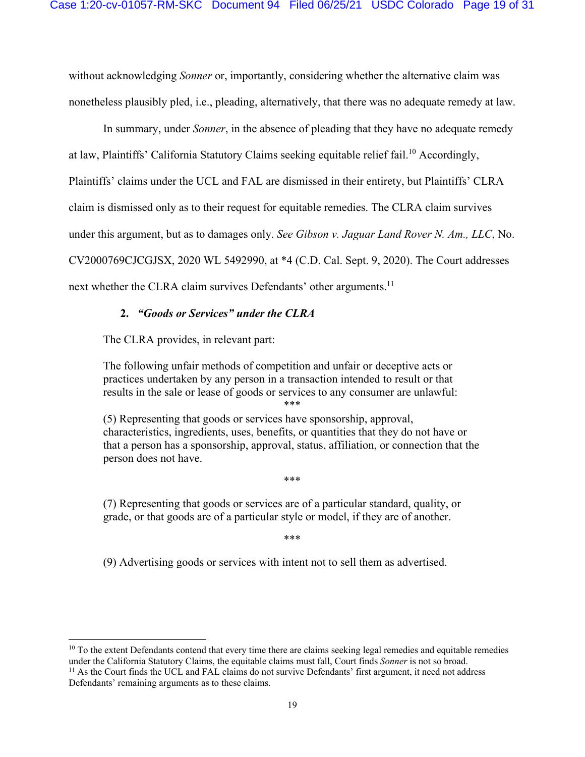without acknowledging *Sonner* or, importantly, considering whether the alternative claim was nonetheless plausibly pled, i.e., pleading, alternatively, that there was no adequate remedy at law.

In summary, under *Sonner*, in the absence of pleading that they have no adequate remedy at law, Plaintiffs' California Statutory Claims seeking equitable relief fail.[10] Accordingly, Plaintiffs' claims under the UCL and FAL are dismissed in their entirety, but Plaintiffs' CLRA claim is dismissed only as to their request for equitable remedies. The CLRA claim survives under this argument, but as to damages only. *See Gibson v. Jaguar Land Rover N. Am., LLC*, No. CV2000769CJCGJSX, 2020 WL 5492990, at *4 (C.D. Cal. Sept. 9, 2020). The Court addresses next whether the CLRA claim survives Defendants' other arguments.[11]

### 2. *"Goods or Services" under the CLRA*

The CLRA provides, in relevant part:

> The following unfair methods of competition and unfair or deceptive acts or practices undertaken by any person in a transaction intended to result or that results in the sale or lease of goods or services to any consumer are unlawful:
>
> ***
>
> (5) Representing that goods or services have sponsorship, approval, characteristics, ingredients, uses, benefits, or quantities that they do not have or that a person has a sponsorship, approval, status, affiliation, or connection that the person does not have.
>
> ***
>
> (7) Representing that goods or services are of a particular standard, quality, or grade, or that goods are of a particular style or model, if they are of another.
>
> ***
>
> (9) Advertising goods or services with intent not to sell them as advertised.

---

[10] To the extent Defendants contend that every time there are claims seeking legal remedies and equitable remedies under the California Statutory Claims, the equitable claims must fall, Court finds *Sonner* is not so broad.

[11] As the Court finds the UCL and FAL claims do not survive Defendants' first argument, it need not address Defendants' remaining arguments as to these claims.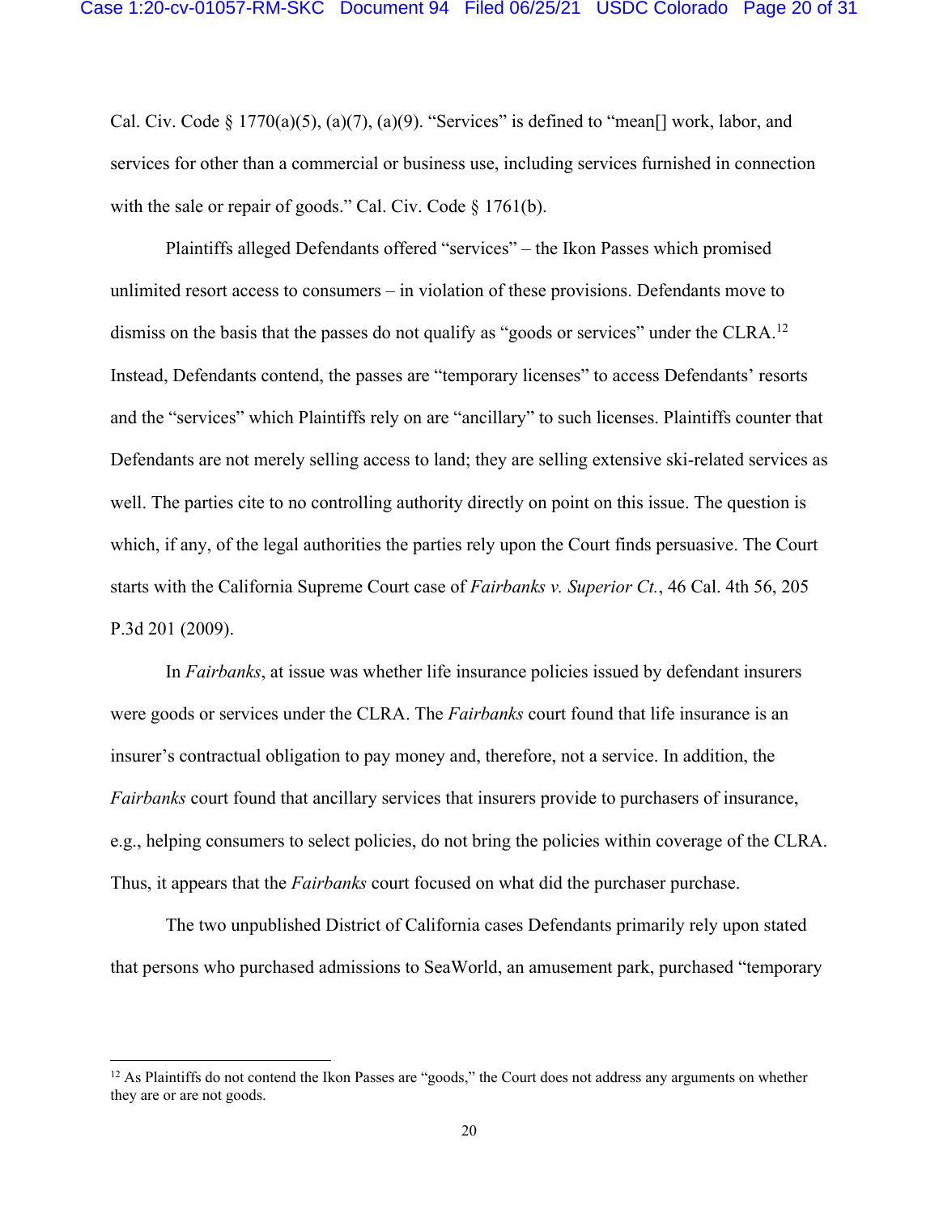Cal. Civ. Code § 1770(a)(5), (a)(7), (a)(9). "Services" is defined to "mean[] work, labor, and services for other than a commercial or business use, including services furnished in connection with the sale or repair of goods." Cal. Civ. Code § 1761(b).

Plaintiffs alleged Defendants offered "services" – the Ikon Passes which promised unlimited resort access to consumers – in violation of these provisions. Defendants move to dismiss on the basis that the passes do not qualify as "goods or services" under the CLRA.[12] Instead, Defendants contend, the passes are "temporary licenses" to access Defendants' resorts and the "services" which Plaintiffs rely on are "ancillary" to such licenses. Plaintiffs counter that Defendants are not merely selling access to land; they are selling extensive ski-related services as well. The parties cite to no controlling authority directly on point on this issue. The question is which, if any, of the legal authorities the parties rely upon the Court finds persuasive. The Court starts with the California Supreme Court case of *Fairbanks v. Superior Ct.*, 46 Cal. 4th 56, 205 P.3d 201 (2009).

In *Fairbanks*, at issue was whether life insurance policies issued by defendant insurers were goods or services under the CLRA. The *Fairbanks* court found that life insurance is an insurer's contractual obligation to pay money and, therefore, not a service. In addition, the *Fairbanks* court found that ancillary services that insurers provide to purchasers of insurance, e.g., helping consumers to select policies, do not bring the policies within coverage of the CLRA. Thus, it appears that the *Fairbanks* court focused on what did the purchaser purchase.

The two unpublished District of California cases Defendants primarily rely upon stated that persons who purchased admissions to SeaWorld, an amusement park, purchased "temporary

---

[12] As Plaintiffs do not contend the Ikon Passes are "goods," the Court does not address any arguments on whether they are or are not goods.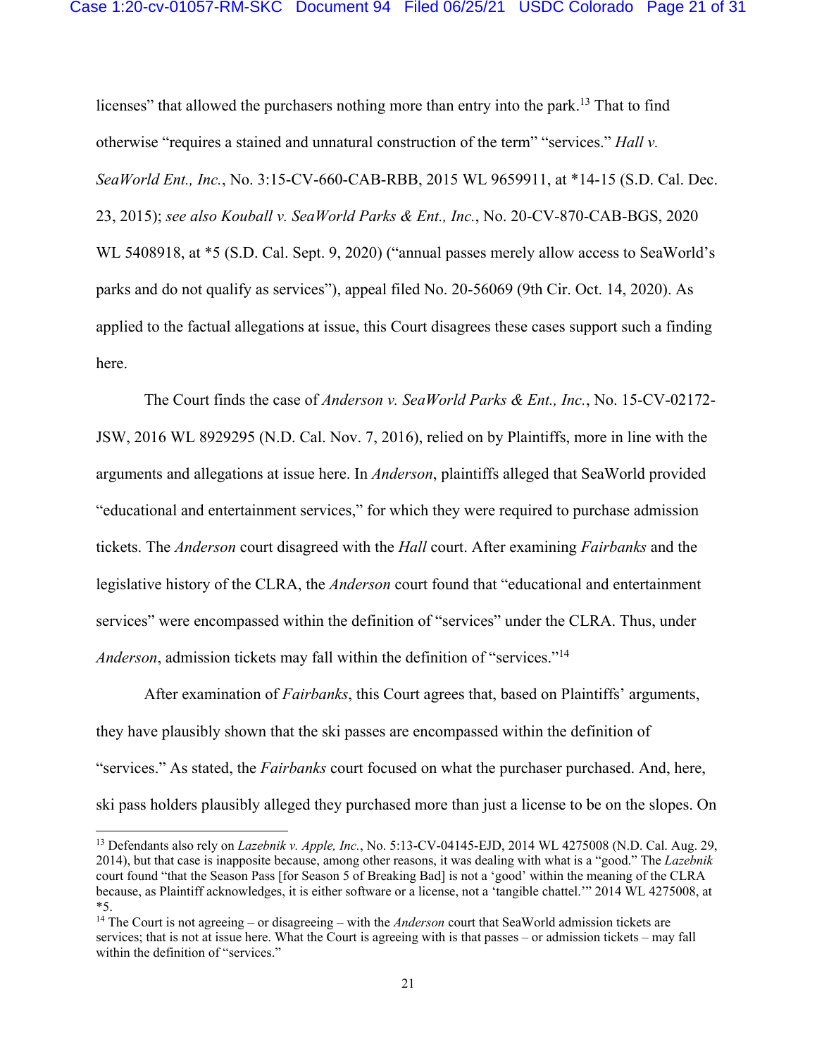licenses" that allowed the purchasers nothing more than entry into the park.[13] That to find otherwise "requires a stained and unnatural construction of the term" "services." *Hall v. SeaWorld Ent., Inc.*, No. 3:15-CV-660-CAB-RBB, 2015 WL 9659911, at *14-15 (S.D. Cal. Dec. 23, 2015); *see also Kouball v. SeaWorld Parks & Ent., Inc.*, No. 20-CV-870-CAB-BGS, 2020 WL 5408918, at *5 (S.D. Cal. Sept. 9, 2020) ("annual passes merely allow access to SeaWorld's parks and do not qualify as services"), appeal filed No. 20-56069 (9th Cir. Oct. 14, 2020). As applied to the factual allegations at issue, this Court disagrees these cases support such a finding here.

The Court finds the case of *Anderson v. SeaWorld Parks & Ent., Inc.*, No. 15-CV-02172-JSW, 2016 WL 8929295 (N.D. Cal. Nov. 7, 2016), relied on by Plaintiffs, more in line with the arguments and allegations at issue here. In *Anderson*, plaintiffs alleged that SeaWorld provided "educational and entertainment services," for which they were required to purchase admission tickets. The *Anderson* court disagreed with the *Hall* court. After examining *Fairbanks* and the legislative history of the CLRA, the *Anderson* court found that "educational and entertainment services" were encompassed within the definition of "services" under the CLRA. Thus, under *Anderson*, admission tickets may fall within the definition of "services."[14]

After examination of *Fairbanks*, this Court agrees that, based on Plaintiffs' arguments, they have plausibly shown that the ski passes are encompassed within the definition of "services." As stated, the *Fairbanks* court focused on what the purchaser purchased. And, here, ski pass holders plausibly alleged they purchased more than just a license to be on the slopes. On

---

[13] Defendants also rely on *Lazebnik v. Apple, Inc.*, No. 5:13-CV-04145-EJD, 2014 WL 4275008 (N.D. Cal. Aug. 29, 2014), but that case is inapposite because, among other reasons, it was dealing with what is a "good." The *Lazebnik* court found "that the Season Pass [for Season 5 of Breaking Bad] is not a 'good' within the meaning of the CLRA because, as Plaintiff acknowledges, it is either software or a license, not a 'tangible chattel.'" 2014 WL 4275008, at *5.

[14] The Court is not agreeing – or disagreeing – with the *Anderson* court that SeaWorld admission tickets are services; that is not at issue here. What the Court is agreeing with is that passes – or admission tickets – may fall within the definition of "services."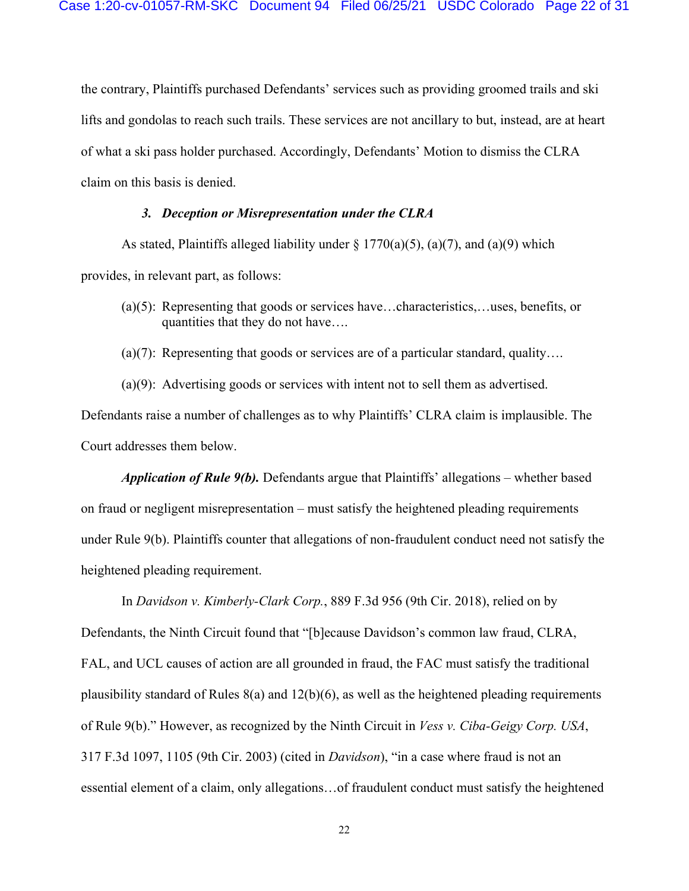the contrary, Plaintiffs purchased Defendants' services such as providing groomed trails and ski lifts and gondolas to reach such trails. These services are not ancillary to but, instead, are at heart of what a ski pass holder purchased. Accordingly, Defendants' Motion to dismiss the CLRA claim on this basis is denied.

### *3. Deception or Misrepresentation under the CLRA*

As stated, Plaintiffs alleged liability under § 1770(a)(5), (a)(7), and (a)(9) which provides, in relevant part, as follows:

> (a)(5): Representing that goods or services have…characteristics,…uses, benefits, or quantities that they do not have….
>
> (a)(7): Representing that goods or services are of a particular standard, quality….
>
> (a)(9): Advertising goods or services with intent not to sell them as advertised.

Defendants raise a number of challenges as to why Plaintiffs' CLRA claim is implausible. The Court addresses them below.

***Application of Rule 9(b).*** Defendants argue that Plaintiffs' allegations – whether based on fraud or negligent misrepresentation – must satisfy the heightened pleading requirements under Rule 9(b). Plaintiffs counter that allegations of non-fraudulent conduct need not satisfy the heightened pleading requirement.

In *Davidson v. Kimberly-Clark Corp.*, 889 F.3d 956 (9th Cir. 2018), relied on by Defendants, the Ninth Circuit found that "[b]ecause Davidson's common law fraud, CLRA, FAL, and UCL causes of action are all grounded in fraud, the FAC must satisfy the traditional plausibility standard of Rules 8(a) and 12(b)(6), as well as the heightened pleading requirements of Rule 9(b)." However, as recognized by the Ninth Circuit in *Vess v. Ciba-Geigy Corp. USA*, 317 F.3d 1097, 1105 (9th Cir. 2003) (cited in *Davidson*), "in a case where fraud is not an essential element of a claim, only allegations…of fraudulent conduct must satisfy the heightened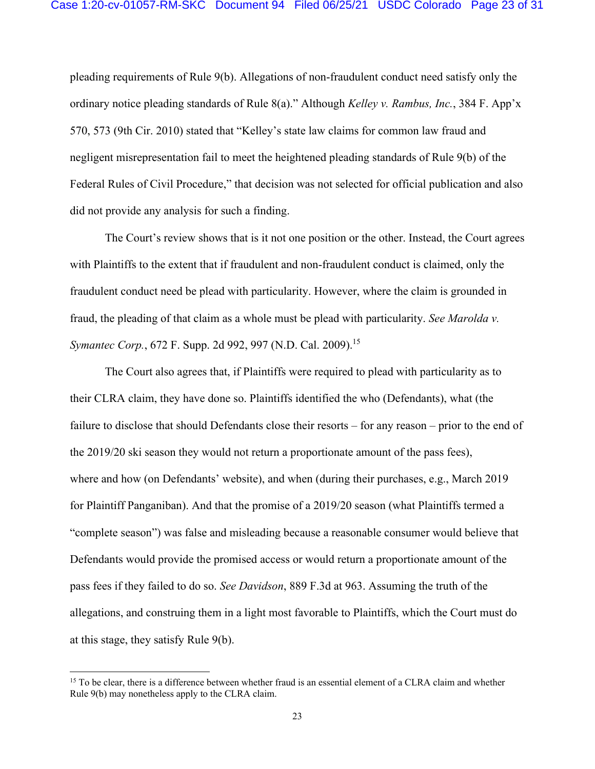pleading requirements of Rule 9(b). Allegations of non-fraudulent conduct need satisfy only the ordinary notice pleading standards of Rule 8(a)." Although *Kelley v. Rambus, Inc.*, 384 F. App'x 570, 573 (9th Cir. 2010) stated that "Kelley's state law claims for common law fraud and negligent misrepresentation fail to meet the heightened pleading standards of Rule 9(b) of the Federal Rules of Civil Procedure," that decision was not selected for official publication and also did not provide any analysis for such a finding.

The Court's review shows that is it not one position or the other. Instead, the Court agrees with Plaintiffs to the extent that if fraudulent and non-fraudulent conduct is claimed, only the fraudulent conduct need be plead with particularity. However, where the claim is grounded in fraud, the pleading of that claim as a whole must be plead with particularity. *See Marolda v. Symantec Corp.*, 672 F. Supp. 2d 992, 997 (N.D. Cal. 2009).[15]

The Court also agrees that, if Plaintiffs were required to plead with particularity as to their CLRA claim, they have done so. Plaintiffs identified the who (Defendants), what (the failure to disclose that should Defendants close their resorts – for any reason – prior to the end of the 2019/20 ski season they would not return a proportionate amount of the pass fees), where and how (on Defendants' website), and when (during their purchases, e.g., March 2019 for Plaintiff Panganiban). And that the promise of a 2019/20 season (what Plaintiffs termed a "complete season") was false and misleading because a reasonable consumer would believe that Defendants would provide the promised access or would return a proportionate amount of the pass fees if they failed to do so. *See Davidson*, 889 F.3d at 963. Assuming the truth of the allegations, and construing them in a light most favorable to Plaintiffs, which the Court must do at this stage, they satisfy Rule 9(b).

[15] To be clear, there is a difference between whether fraud is an essential element of a CLRA claim and whether Rule 9(b) may nonetheless apply to the CLRA claim.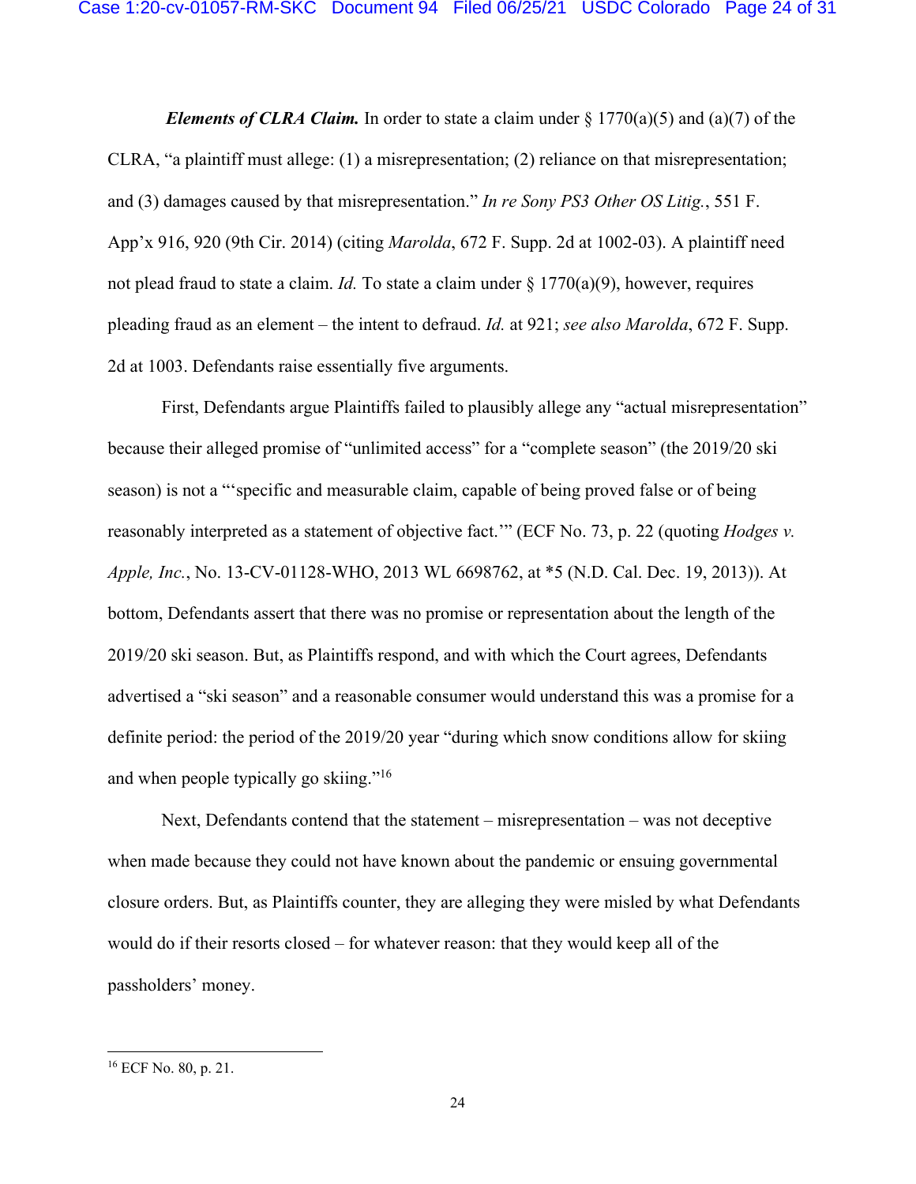***Elements of CLRA Claim.*** In order to state a claim under § 1770(a)(5) and (a)(7) of the CLRA, "a plaintiff must allege: (1) a misrepresentation; (2) reliance on that misrepresentation; and (3) damages caused by that misrepresentation." *In re Sony PS3 Other OS Litig.*, 551 F. App'x 916, 920 (9th Cir. 2014) (citing *Marolda*, 672 F. Supp. 2d at 1002-03). A plaintiff need not plead fraud to state a claim. *Id.* To state a claim under § 1770(a)(9), however, requires pleading fraud as an element – the intent to defraud. *Id.* at 921; *see also Marolda*, 672 F. Supp. 2d at 1003. Defendants raise essentially five arguments.

First, Defendants argue Plaintiffs failed to plausibly allege any "actual misrepresentation" because their alleged promise of "unlimited access" for a "complete season" (the 2019/20 ski season) is not a "'specific and measurable claim, capable of being proved false or of being reasonably interpreted as a statement of objective fact.'" (ECF No. 73, p. 22 (quoting *Hodges v. Apple, Inc.*, No. 13-CV-01128-WHO, 2013 WL 6698762, at *5 (N.D. Cal. Dec. 19, 2013)). At bottom, Defendants assert that there was no promise or representation about the length of the 2019/20 ski season. But, as Plaintiffs respond, and with which the Court agrees, Defendants advertised a "ski season" and a reasonable consumer would understand this was a promise for a definite period: the period of the 2019/20 year "during which snow conditions allow for skiing and when people typically go skiing."[16]

Next, Defendants contend that the statement – misrepresentation – was not deceptive when made because they could not have known about the pandemic or ensuing governmental closure orders. But, as Plaintiffs counter, they are alleging they were misled by what Defendants would do if their resorts closed – for whatever reason: that they would keep all of the passholders' money.

---

[16] ECF No. 80, p. 21.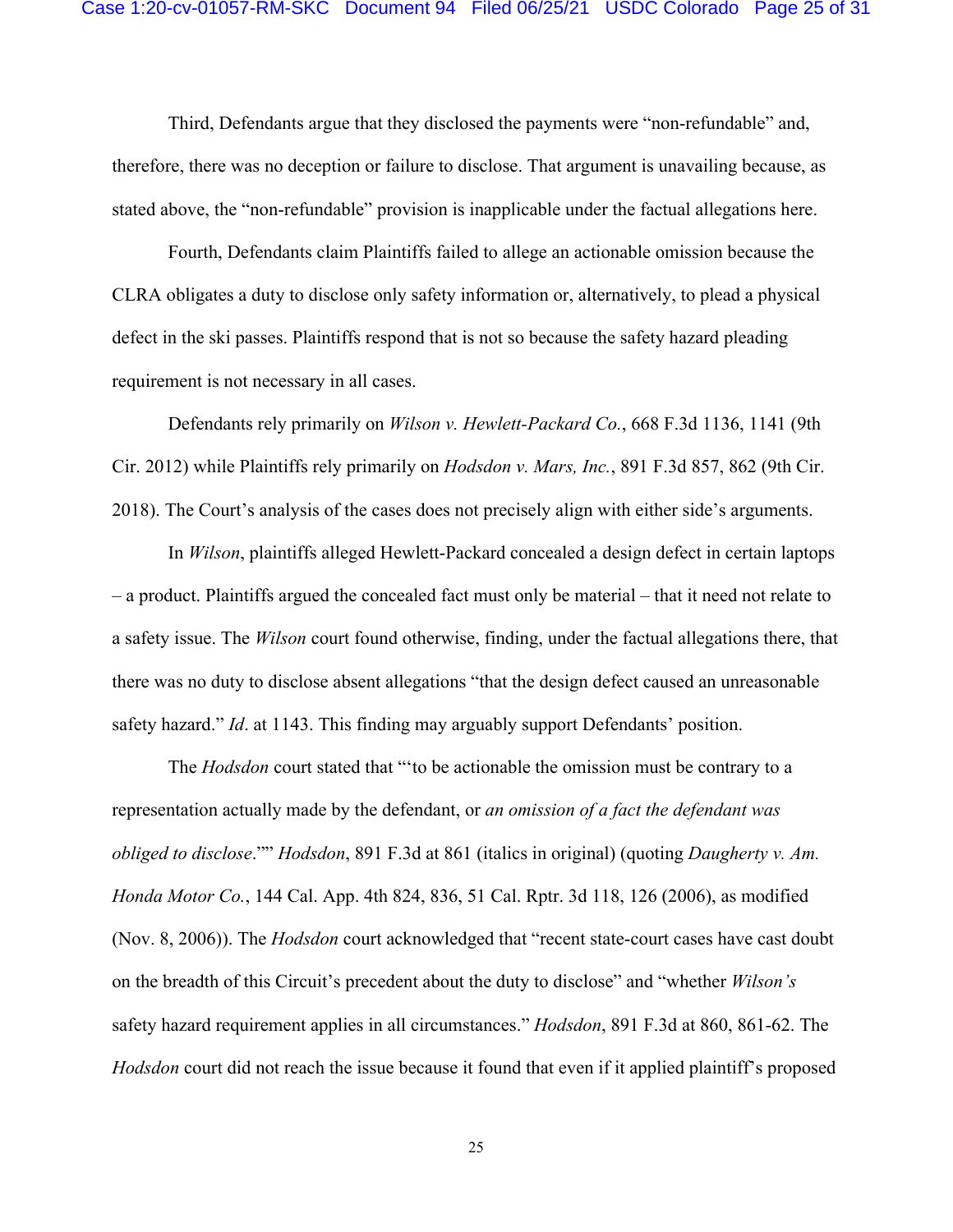Third, Defendants argue that they disclosed the payments were "non-refundable" and, therefore, there was no deception or failure to disclose. That argument is unavailing because, as stated above, the "non-refundable" provision is inapplicable under the factual allegations here.

Fourth, Defendants claim Plaintiffs failed to allege an actionable omission because the CLRA obligates a duty to disclose only safety information or, alternatively, to plead a physical defect in the ski passes. Plaintiffs respond that is not so because the safety hazard pleading requirement is not necessary in all cases.

Defendants rely primarily on *Wilson v. Hewlett-Packard Co.*, 668 F.3d 1136, 1141 (9th Cir. 2012) while Plaintiffs rely primarily on *Hodsdon v. Mars, Inc.*, 891 F.3d 857, 862 (9th Cir. 2018). The Court's analysis of the cases does not precisely align with either side's arguments.

In *Wilson*, plaintiffs alleged Hewlett-Packard concealed a design defect in certain laptops – a product. Plaintiffs argued the concealed fact must only be material – that it need not relate to a safety issue. The *Wilson* court found otherwise, finding, under the factual allegations there, that there was no duty to disclose absent allegations "that the design defect caused an unreasonable safety hazard." *Id*. at 1143. This finding may arguably support Defendants' position.

The *Hodsdon* court stated that "'to be actionable the omission must be contrary to a representation actually made by the defendant, or *an omission of a fact the defendant was obliged to disclose*.''" *Hodsdon*, 891 F.3d at 861 (italics in original) (quoting *Daugherty v. Am. Honda Motor Co.*, 144 Cal. App. 4th 824, 836, 51 Cal. Rptr. 3d 118, 126 (2006), as modified (Nov. 8, 2006)). The *Hodsdon* court acknowledged that "recent state-court cases have cast doubt on the breadth of this Circuit's precedent about the duty to disclose" and "whether *Wilson's* safety hazard requirement applies in all circumstances." *Hodsdon*, 891 F.3d at 860, 861-62. The *Hodsdon* court did not reach the issue because it found that even if it applied plaintiff's proposed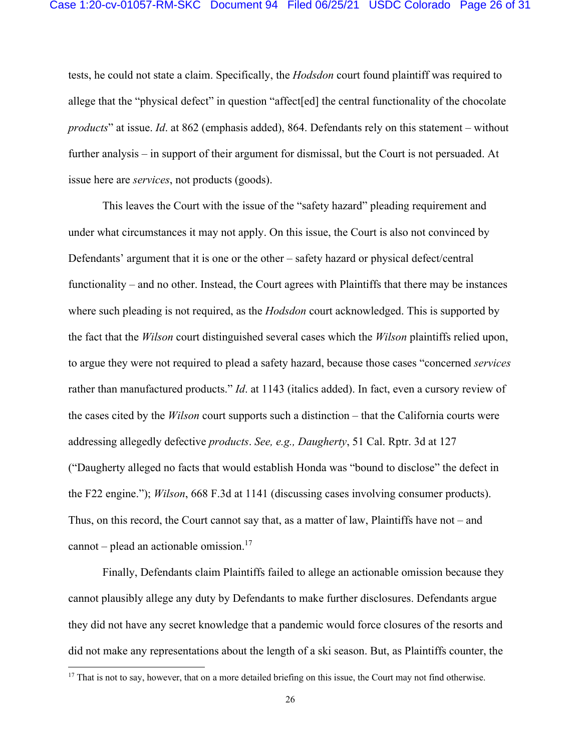tests, he could not state a claim. Specifically, the *Hodsdon* court found plaintiff was required to allege that the "physical defect" in question "affect[ed] the central functionality of the chocolate *products*" at issue. *Id*. at 862 (emphasis added), 864. Defendants rely on this statement – without further analysis – in support of their argument for dismissal, but the Court is not persuaded. At issue here are *services*, not products (goods).

This leaves the Court with the issue of the "safety hazard" pleading requirement and under what circumstances it may not apply. On this issue, the Court is also not convinced by Defendants' argument that it is one or the other – safety hazard or physical defect/central functionality – and no other. Instead, the Court agrees with Plaintiffs that there may be instances where such pleading is not required, as the *Hodsdon* court acknowledged. This is supported by the fact that the *Wilson* court distinguished several cases which the *Wilson* plaintiffs relied upon, to argue they were not required to plead a safety hazard, because those cases "concerned *services* rather than manufactured products." *Id*. at 1143 (italics added). In fact, even a cursory review of the cases cited by the *Wilson* court supports such a distinction – that the California courts were addressing allegedly defective *products*. *See, e.g., Daugherty*, 51 Cal. Rptr. 3d at 127 ("Daugherty alleged no facts that would establish Honda was "bound to disclose" the defect in the F22 engine."); *Wilson*, 668 F.3d at 1141 (discussing cases involving consumer products). Thus, on this record, the Court cannot say that, as a matter of law, Plaintiffs have not – and cannot – plead an actionable omission.[17]

Finally, Defendants claim Plaintiffs failed to allege an actionable omission because they cannot plausibly allege any duty by Defendants to make further disclosures. Defendants argue they did not have any secret knowledge that a pandemic would force closures of the resorts and did not make any representations about the length of a ski season. But, as Plaintiffs counter, the

[17] That is not to say, however, that on a more detailed briefing on this issue, the Court may not find otherwise.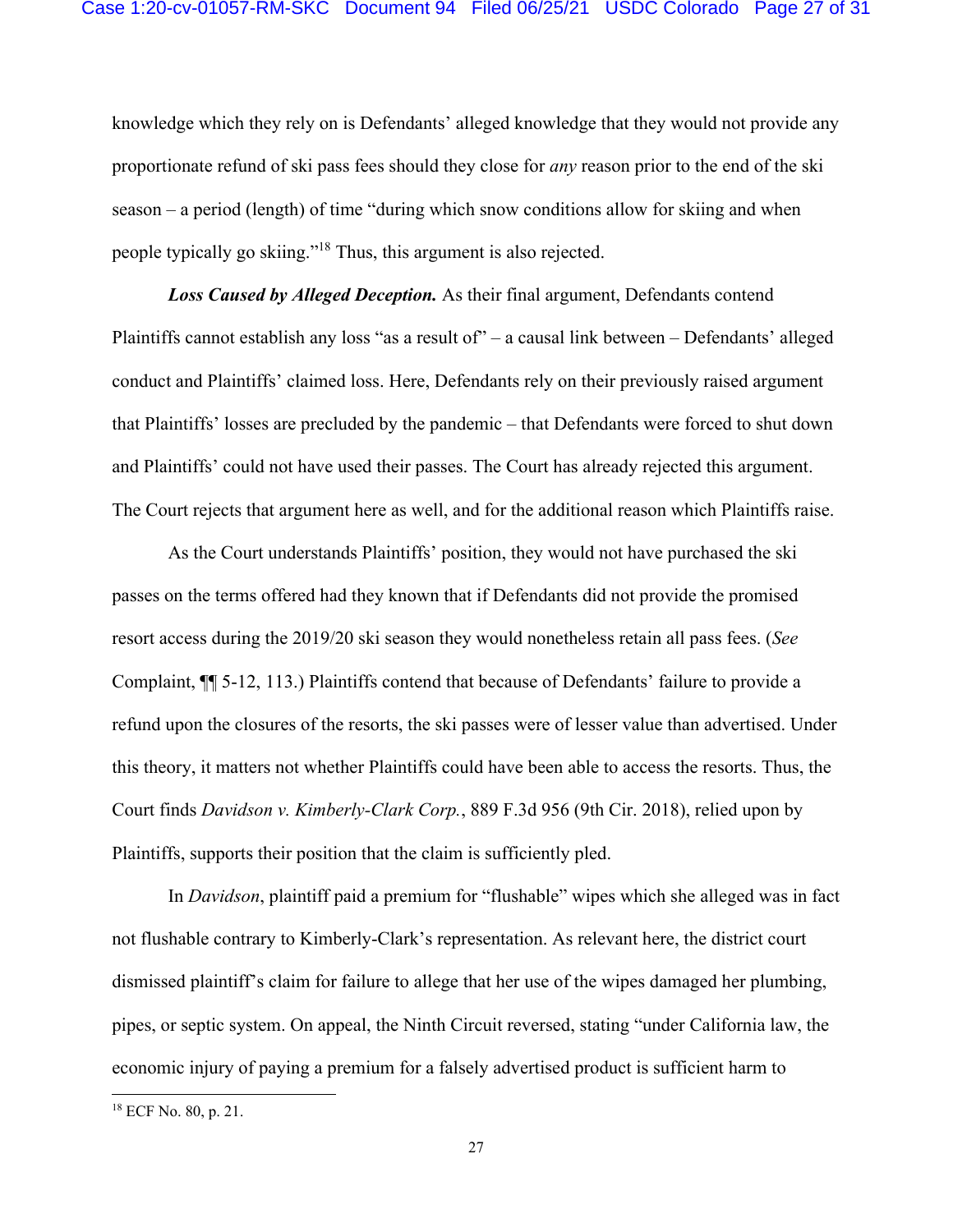knowledge which they rely on is Defendants' alleged knowledge that they would not provide any proportionate refund of ski pass fees should they close for *any* reason prior to the end of the ski season – a period (length) of time "during which snow conditions allow for skiing and when people typically go skiing."[18] Thus, this argument is also rejected.

***Loss Caused by Alleged Deception.*** As their final argument, Defendants contend Plaintiffs cannot establish any loss "as a result of" – a causal link between – Defendants' alleged conduct and Plaintiffs' claimed loss. Here, Defendants rely on their previously raised argument that Plaintiffs' losses are precluded by the pandemic – that Defendants were forced to shut down and Plaintiffs' could not have used their passes. The Court has already rejected this argument. The Court rejects that argument here as well, and for the additional reason which Plaintiffs raise.

As the Court understands Plaintiffs' position, they would not have purchased the ski passes on the terms offered had they known that if Defendants did not provide the promised resort access during the 2019/20 ski season they would nonetheless retain all pass fees. (*See* Complaint, ¶¶ 5-12, 113.) Plaintiffs contend that because of Defendants' failure to provide a refund upon the closures of the resorts, the ski passes were of lesser value than advertised. Under this theory, it matters not whether Plaintiffs could have been able to access the resorts. Thus, the Court finds *Davidson v. Kimberly-Clark Corp.*, 889 F.3d 956 (9th Cir. 2018), relied upon by Plaintiffs, supports their position that the claim is sufficiently pled.

In *Davidson*, plaintiff paid a premium for "flushable" wipes which she alleged was in fact not flushable contrary to Kimberly-Clark's representation. As relevant here, the district court dismissed plaintiff's claim for failure to allege that her use of the wipes damaged her plumbing, pipes, or septic system. On appeal, the Ninth Circuit reversed, stating "under California law, the economic injury of paying a premium for a falsely advertised product is sufficient harm to

---

[18] ECF No. 80, p. 21.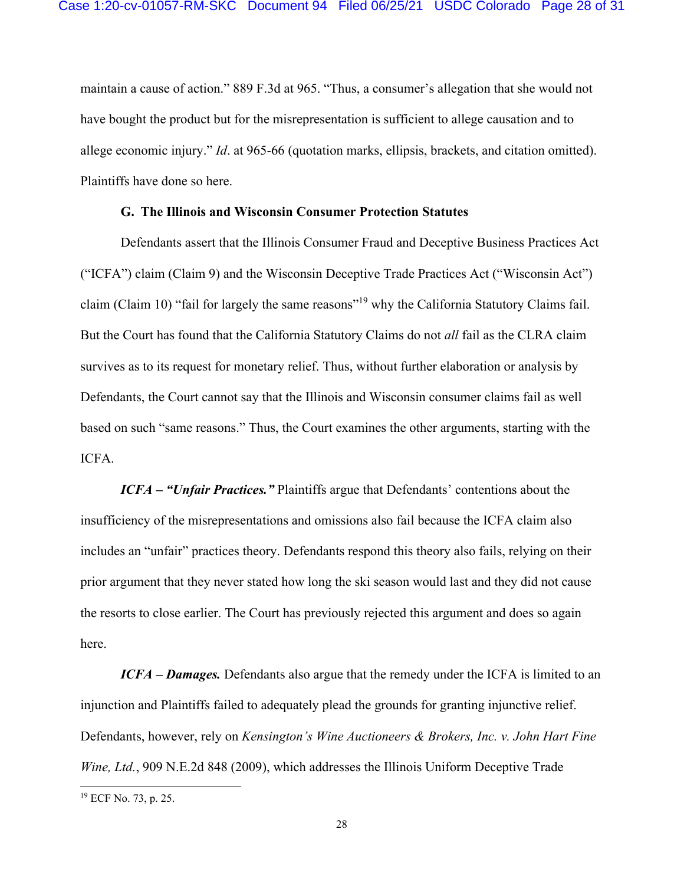maintain a cause of action." 889 F.3d at 965. "Thus, a consumer's allegation that she would not have bought the product but for the misrepresentation is sufficient to allege causation and to allege economic injury." *Id*. at 965-66 (quotation marks, ellipsis, brackets, and citation omitted). Plaintiffs have done so here.

**G. The Illinois and Wisconsin Consumer Protection Statutes**

Defendants assert that the Illinois Consumer Fraud and Deceptive Business Practices Act ("ICFA") claim (Claim 9) and the Wisconsin Deceptive Trade Practices Act ("Wisconsin Act") claim (Claim 10) "fail for largely the same reasons"[19] why the California Statutory Claims fail. But the Court has found that the California Statutory Claims do not *all* fail as the CLRA claim survives as to its request for monetary relief. Thus, without further elaboration or analysis by Defendants, the Court cannot say that the Illinois and Wisconsin consumer claims fail as well based on such "same reasons." Thus, the Court examines the other arguments, starting with the ICFA.

***ICFA – "Unfair Practices."*** Plaintiffs argue that Defendants' contentions about the insufficiency of the misrepresentations and omissions also fail because the ICFA claim also includes an "unfair" practices theory. Defendants respond this theory also fails, relying on their prior argument that they never stated how long the ski season would last and they did not cause the resorts to close earlier. The Court has previously rejected this argument and does so again here.

***ICFA – Damages.*** Defendants also argue that the remedy under the ICFA is limited to an injunction and Plaintiffs failed to adequately plead the grounds for granting injunctive relief. Defendants, however, rely on *Kensington's Wine Auctioneers & Brokers, Inc. v. John Hart Fine Wine, Ltd.*, 909 N.E.2d 848 (2009), which addresses the Illinois Uniform Deceptive Trade

---

[19] ECF No. 73, p. 25.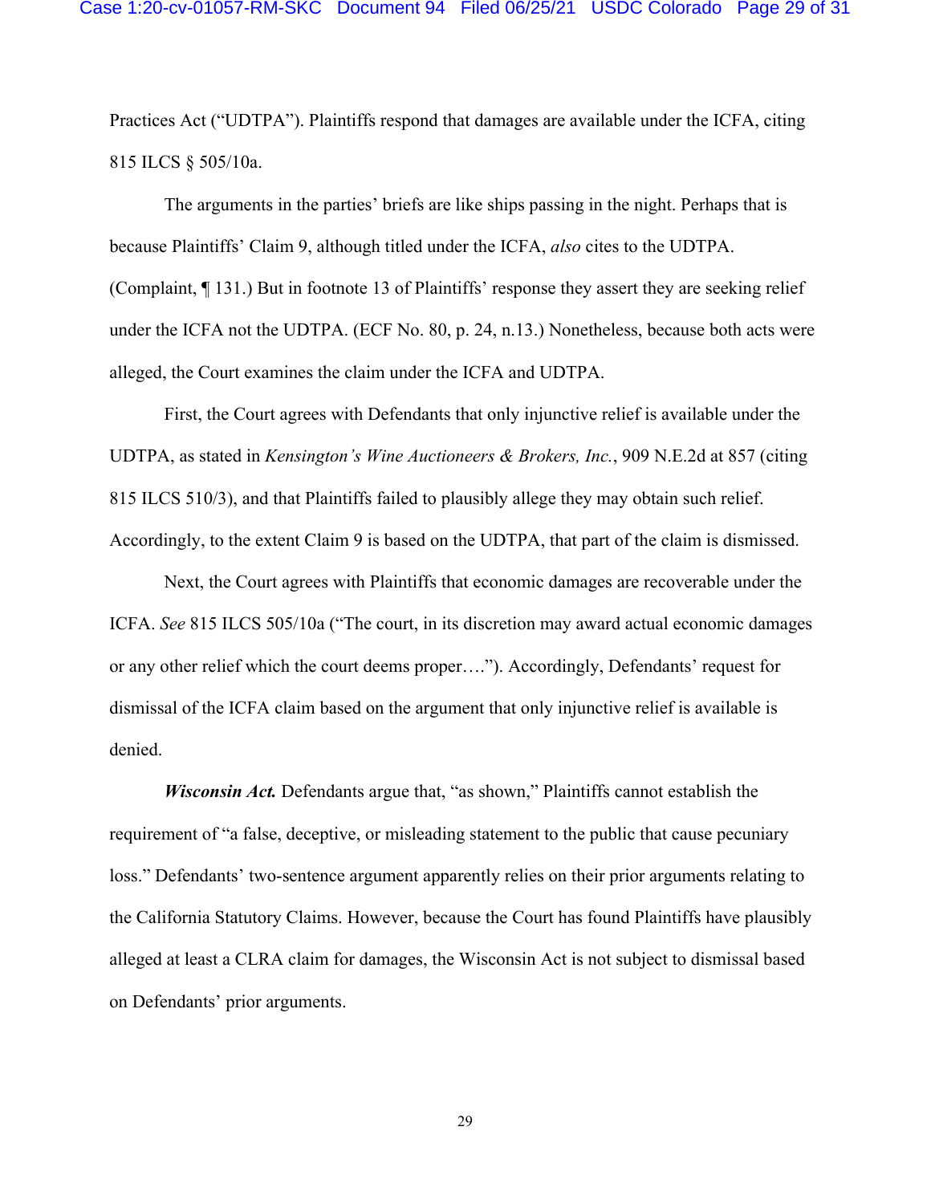Practices Act ("UDTPA"). Plaintiffs respond that damages are available under the ICFA, citing 815 ILCS § 505/10a.

The arguments in the parties' briefs are like ships passing in the night. Perhaps that is because Plaintiffs' Claim 9, although titled under the ICFA, *also* cites to the UDTPA. (Complaint, ¶ 131.) But in footnote 13 of Plaintiffs' response they assert they are seeking relief under the ICFA not the UDTPA. (ECF No. 80, p. 24, n.13.) Nonetheless, because both acts were alleged, the Court examines the claim under the ICFA and UDTPA.

First, the Court agrees with Defendants that only injunctive relief is available under the UDTPA, as stated in *Kensington's Wine Auctioneers & Brokers, Inc.*, 909 N.E.2d at 857 (citing 815 ILCS 510/3), and that Plaintiffs failed to plausibly allege they may obtain such relief. Accordingly, to the extent Claim 9 is based on the UDTPA, that part of the claim is dismissed.

Next, the Court agrees with Plaintiffs that economic damages are recoverable under the ICFA. *See* 815 ILCS 505/10a ("The court, in its discretion may award actual economic damages or any other relief which the court deems proper…."). Accordingly, Defendants' request for dismissal of the ICFA claim based on the argument that only injunctive relief is available is denied.

***Wisconsin Act.*** Defendants argue that, "as shown," Plaintiffs cannot establish the requirement of "a false, deceptive, or misleading statement to the public that cause pecuniary loss." Defendants' two-sentence argument apparently relies on their prior arguments relating to the California Statutory Claims. However, because the Court has found Plaintiffs have plausibly alleged at least a CLRA claim for damages, the Wisconsin Act is not subject to dismissal based on Defendants' prior arguments.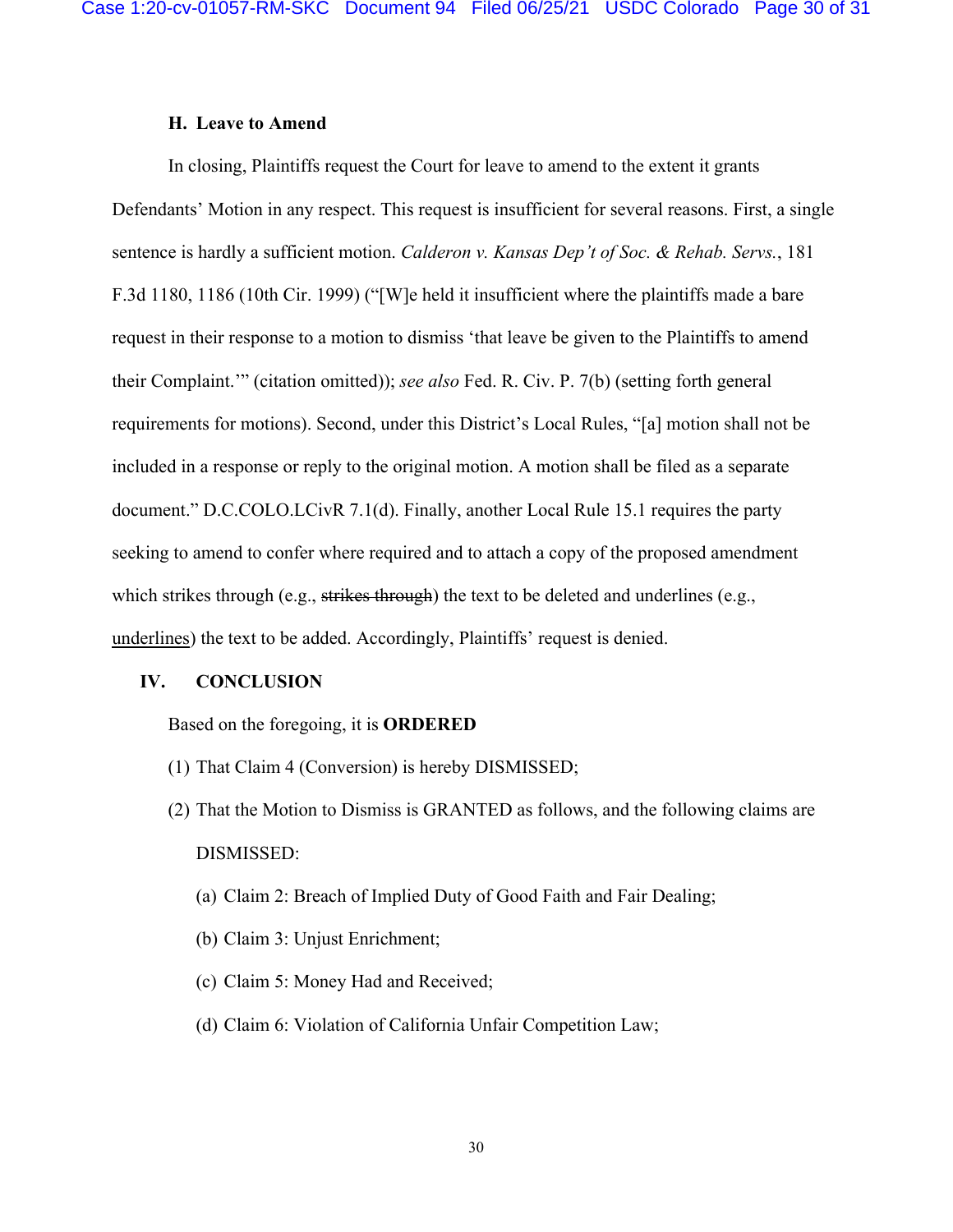### H. Leave to Amend

In closing, Plaintiffs request the Court for leave to amend to the extent it grants Defendants' Motion in any respect. This request is insufficient for several reasons. First, a single sentence is hardly a sufficient motion. *Calderon v. Kansas Dep't of Soc. & Rehab. Servs.*, 181 F.3d 1180, 1186 (10th Cir. 1999) ("[W]e held it insufficient where the plaintiffs made a bare request in their response to a motion to dismiss 'that leave be given to the Plaintiffs to amend their Complaint.'" (citation omitted)); *see also* Fed. R. Civ. P. 7(b) (setting forth general requirements for motions). Second, under this District's Local Rules, "[a] motion shall not be included in a response or reply to the original motion. A motion shall be filed as a separate document." D.C.COLO.LCivR 7.1(d). Finally, another Local Rule 15.1 requires the party seeking to amend to confer where required and to attach a copy of the proposed amendment which strikes through (e.g., ~~strikes through~~) the text to be deleted and underlines (e.g., <u>underlines</u>) the text to be added. Accordingly, Plaintiffs' request is denied.

## IV. CONCLUSION

Based on the foregoing, it is **ORDERED**

(1) That Claim 4 (Conversion) is hereby DISMISSED;

(2) That the Motion to Dismiss is GRANTED as follows, and the following claims are DISMISSED:

(a) Claim 2: Breach of Implied Duty of Good Faith and Fair Dealing;

(b) Claim 3: Unjust Enrichment;

(c) Claim 5: Money Had and Received;

(d) Claim 6: Violation of California Unfair Competition Law;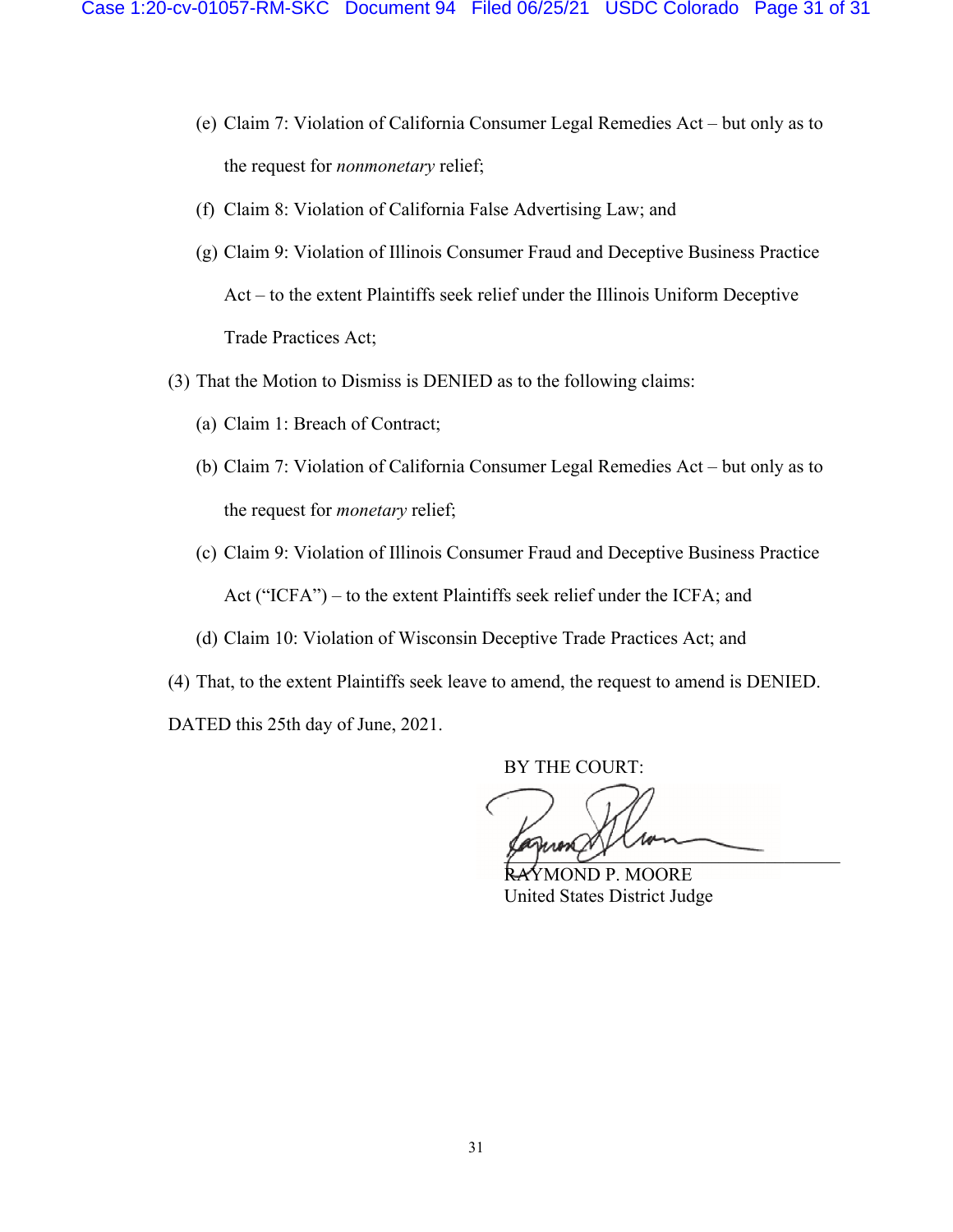(e) Claim 7: Violation of California Consumer Legal Remedies Act – but only as to the request for *nonmonetary* relief;

(f) Claim 8: Violation of California False Advertising Law; and

(g) Claim 9: Violation of Illinois Consumer Fraud and Deceptive Business Practice Act – to the extent Plaintiffs seek relief under the Illinois Uniform Deceptive Trade Practices Act;

(3) That the Motion to Dismiss is DENIED as to the following claims:

(a) Claim 1: Breach of Contract;

(b) Claim 7: Violation of California Consumer Legal Remedies Act – but only as to the request for *monetary* relief;

(c) Claim 9: Violation of Illinois Consumer Fraud and Deceptive Business Practice Act ("ICFA") – to the extent Plaintiffs seek relief under the ICFA; and

(d) Claim 10: Violation of Wisconsin Deceptive Trade Practices Act; and

(4) That, to the extent Plaintiffs seek leave to amend, the request to amend is DENIED.

DATED this 25th day of June, 2021.

BY THE COURT:

RAYMOND P. MOORE
United States District Judge